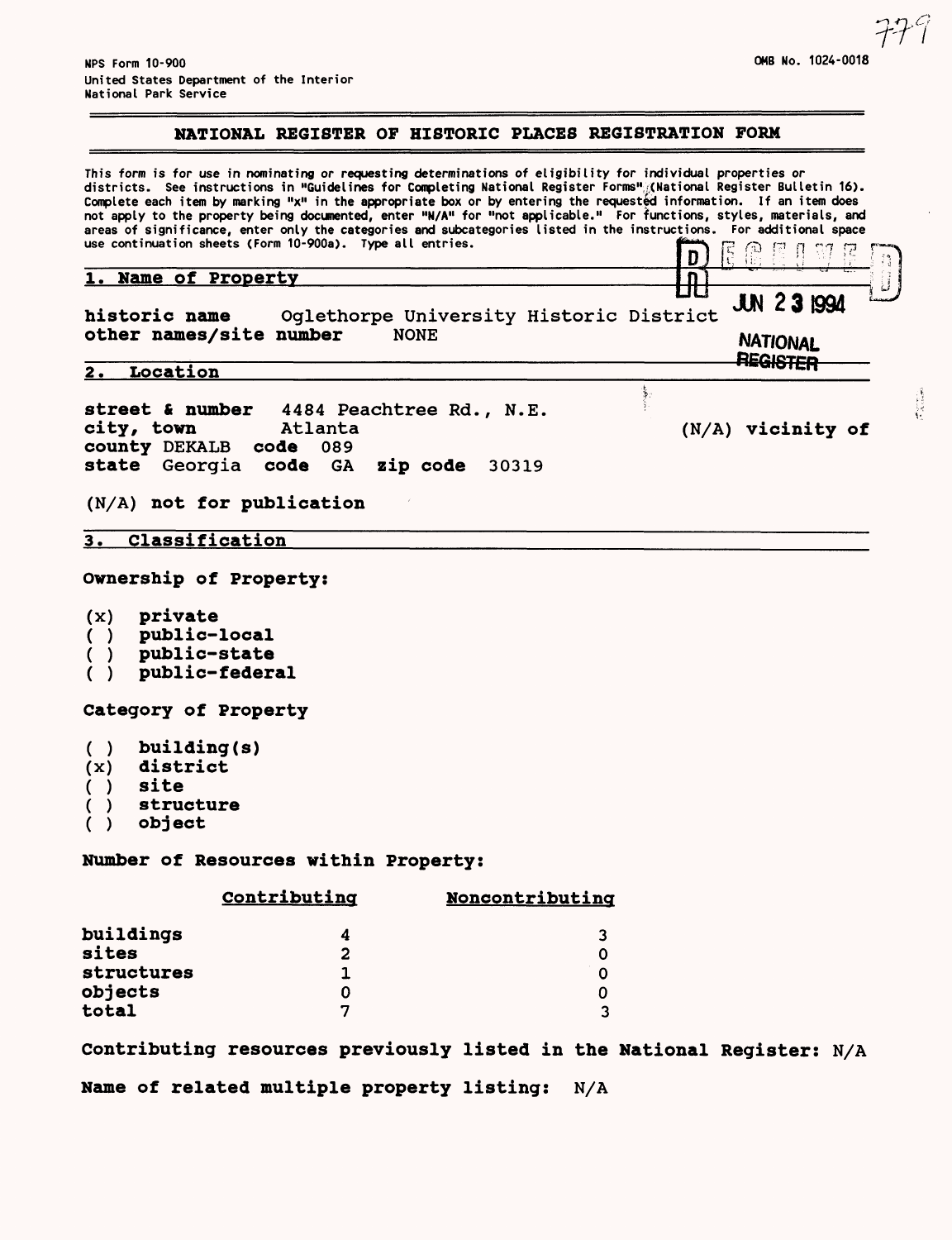NPS Form 10-900
United States Department of the Interior
National Park Service

OMB No. 1024-0018

# NATIONAL REGISTER OF HISTORIC PLACES REGISTRATION FORM

This form is for use in nominating or requesting determinations of eligibility for individual properties or districts. See instructions in "Guidelines for Completing National Register Forms" (National Register Bulletin 16). Complete each item by marking "x" in the appropriate box or by entering the requested information. If an item does not apply to the property being documented, enter "N/A" for "not applicable." For functions, styles, materials, and areas of significance, enter only the categories and subcategories listed in the instructions. For additional space use continuation sheets (Form 10-900a). Type all entries.

RECEIVED JUN 23 1994 NATIONAL REGISTER

## 1. Name of Property

**historic name** Oglethorpe University Historic District
**other names/site number** NONE

## 2. Location

**street & number** 4484 Peachtree Rd., N.E.
**city, town** Atlanta **(N/A) vicinity of**
**county** DEKALB **code** 089
**state** Georgia **code** GA **zip code** 30319

**(N/A) not for publication**

## 3. Classification

**Ownership of Property:**

- (x) private
- ( ) public-local
- ( ) public-state
- ( ) public-federal

**Category of Property**

- ( ) building(s)
- (x) district
- ( ) site
- ( ) structure
- ( ) object

**Number of Resources within Property:**

| | Contributing | Noncontributing |
|---|---|---|
| buildings | 4 | 3 |
| sites | 2 | 0 |
| structures | 1 | 0 |
| objects | 0 | 0 |
| total | 7 | 3 |

**Contributing resources previously listed in the National Register:** N/A

**Name of related multiple property listing:** N/A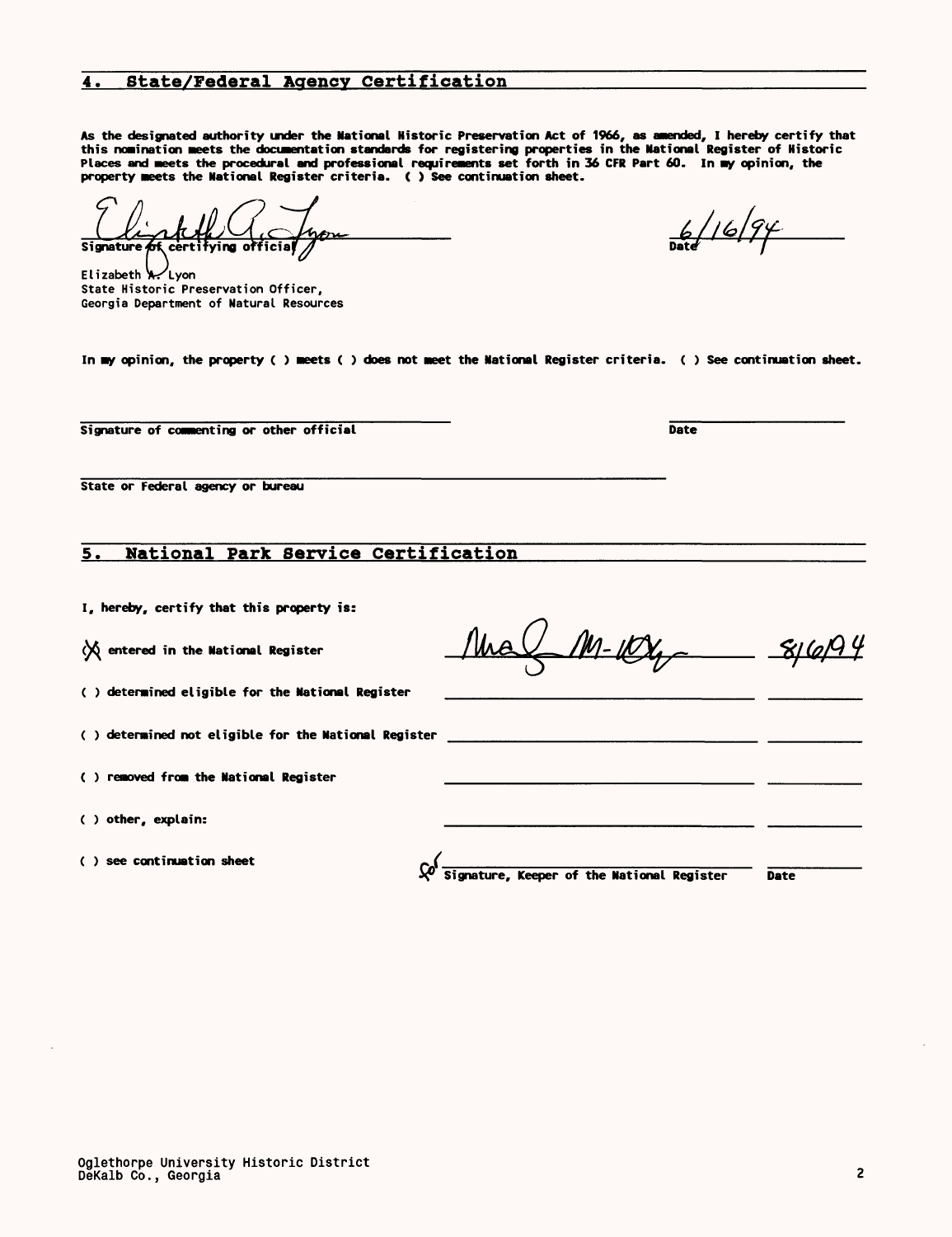## 4. State/Federal Agency Certification

As the designated authority under the National Historic Preservation Act of 1966, as amended, I hereby certify that this nomination meets the documentation standards for registering properties in the National Register of Historic Places and meets the procedural and professional requirements set forth in 36 CFR Part 60. In my opinion, the property meets the National Register criteria. ( ) See continuation sheet.

Elizabeth A. Lyon — Signature of certifying official

Date: 6/16/94

Elizabeth A. Lyon
State Historic Preservation Officer,
Georgia Department of Natural Resources

In my opinion, the property ( ) meets ( ) does not meet the National Register criteria. ( ) See continuation sheet.

Signature of commenting or other official — Date

State or Federal agency or bureau

## 5. National Park Service Certification

I, hereby, certify that this property is:

| | Signature, Keeper of the National Register | Date |
|---|---|---|
| (X) entered in the National Register | Mra J. M-Ntg | 8/6/94 |
| ( ) determined eligible for the National Register | | |
| ( ) determined not eligible for the National Register | | |
| ( ) removed from the National Register | | |
| ( ) other, explain: | | |
| ( ) see continuation sheet | | |

Oglethorpe University Historic District
DeKalb Co., Georgia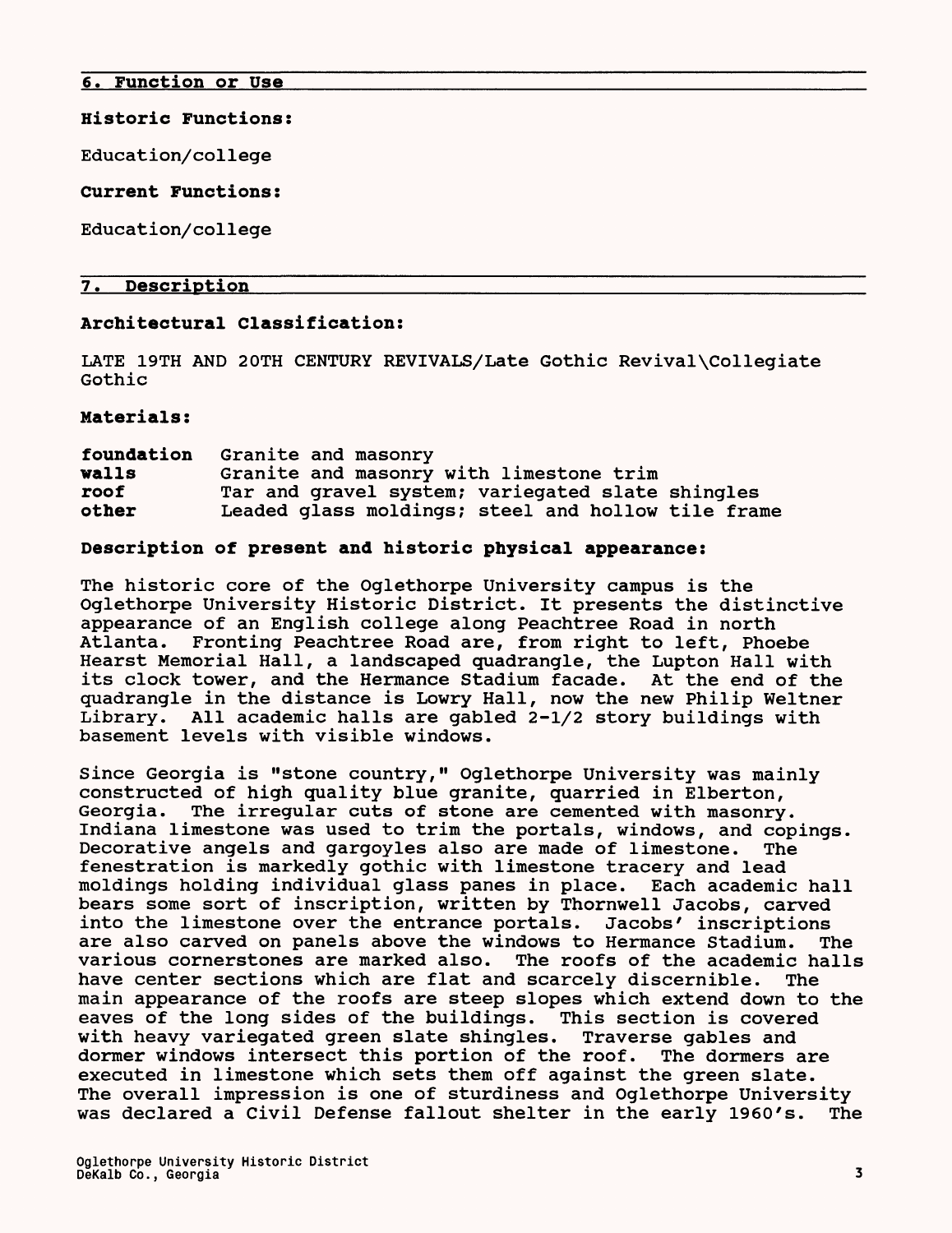## 6. Function or Use

**Historic Functions:**

Education/college

**Current Functions:**

Education/college

## 7. Description

**Architectural Classification:**

LATE 19TH AND 20TH CENTURY REVIVALS/Late Gothic Revival\Collegiate Gothic

**Materials:**

| | |
|---|---|
| **foundation** | Granite and masonry |
| **walls** | Granite and masonry with limestone trim |
| **roof** | Tar and gravel system; variegated slate shingles |
| **other** | Leaded glass moldings; steel and hollow tile frame |

**Description of present and historic physical appearance:**

The historic core of the Oglethorpe University campus is the Oglethorpe University Historic District. It presents the distinctive appearance of an English college along Peachtree Road in north Atlanta. Fronting Peachtree Road are, from right to left, Phoebe Hearst Memorial Hall, a landscaped quadrangle, the Lupton Hall with its clock tower, and the Hermance Stadium facade. At the end of the quadrangle in the distance is Lowry Hall, now the new Philip Weltner Library. All academic halls are gabled 2-1/2 story buildings with basement levels with visible windows.

Since Georgia is "stone country," Oglethorpe University was mainly constructed of high quality blue granite, quarried in Elberton, Georgia. The irregular cuts of stone are cemented with masonry. Indiana limestone was used to trim the portals, windows, and copings. Decorative angels and gargoyles also are made of limestone. The fenestration is markedly gothic with limestone tracery and lead moldings holding individual glass panes in place. Each academic hall bears some sort of inscription, written by Thornwell Jacobs, carved into the limestone over the entrance portals. Jacobs' inscriptions are also carved on panels above the windows to Hermance Stadium. The various cornerstones are marked also. The roofs of the academic halls have center sections which are flat and scarcely discernible. The main appearance of the roofs are steep slopes which extend down to the eaves of the long sides of the buildings. This section is covered with heavy variegated green slate shingles. Traverse gables and dormer windows intersect this portion of the roof. The dormers are executed in limestone which sets them off against the green slate. The overall impression is one of sturdiness and Oglethorpe University was declared a Civil Defense fallout shelter in the early 1960's. The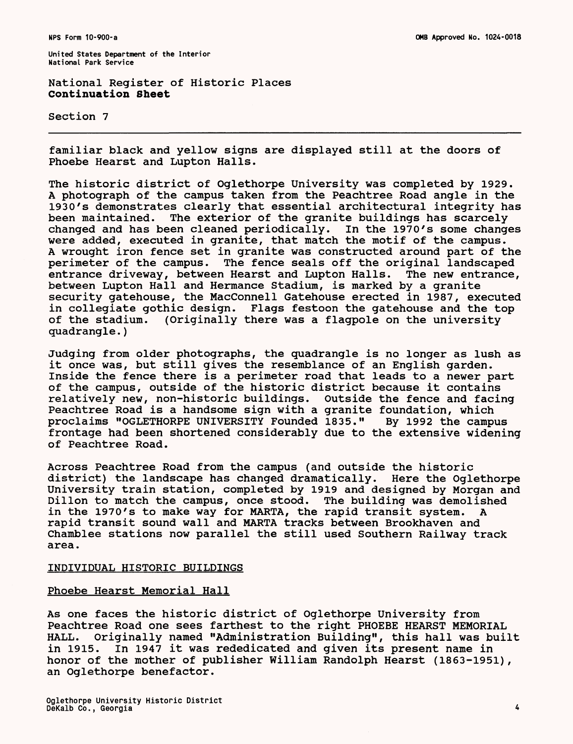National Register of Historic Places
**Continuation Sheet**

Section 7

familiar black and yellow signs are displayed still at the doors of Phoebe Hearst and Lupton Halls.

The historic district of Oglethorpe University was completed by 1929. A photograph of the campus taken from the Peachtree Road angle in the 1930's demonstrates clearly that essential architectural integrity has been maintained. The exterior of the granite buildings has scarcely changed and has been cleaned periodically. In the 1970's some changes were added, executed in granite, that match the motif of the campus. A wrought iron fence set in granite was constructed around part of the perimeter of the campus. The fence seals off the original landscaped entrance driveway, between Hearst and Lupton Halls. The new entrance, between Lupton Hall and Hermance Stadium, is marked by a granite security gatehouse, the MacConnell Gatehouse erected in 1987, executed in collegiate gothic design. Flags festoon the gatehouse and the top of the stadium. (Originally there was a flagpole on the university quadrangle.)

Judging from older photographs, the quadrangle is no longer as lush as it once was, but still gives the resemblance of an English garden. Inside the fence there is a perimeter road that leads to a newer part of the campus, outside of the historic district because it contains relatively new, non-historic buildings. Outside the fence and facing Peachtree Road is a handsome sign with a granite foundation, which proclaims "OGLETHORPE UNIVERSITY Founded 1835." By 1992 the campus frontage had been shortened considerably due to the extensive widening of Peachtree Road.

Across Peachtree Road from the campus (and outside the historic district) the landscape has changed dramatically. Here the Oglethorpe University train station, completed by 1919 and designed by Morgan and Dillon to match the campus, once stood. The building was demolished in the 1970's to make way for MARTA, the rapid transit system. A rapid transit sound wall and MARTA tracks between Brookhaven and Chamblee stations now parallel the still used Southern Railway track area.

INDIVIDUAL HISTORIC BUILDINGS

Phoebe Hearst Memorial Hall

As one faces the historic district of Oglethorpe University from Peachtree Road one sees farthest to the right PHOEBE HEARST MEMORIAL HALL. Originally named "Administration Building", this hall was built in 1915. In 1947 it was rededicated and given its present name in honor of the mother of publisher William Randolph Hearst (1863-1951), an Oglethorpe benefactor.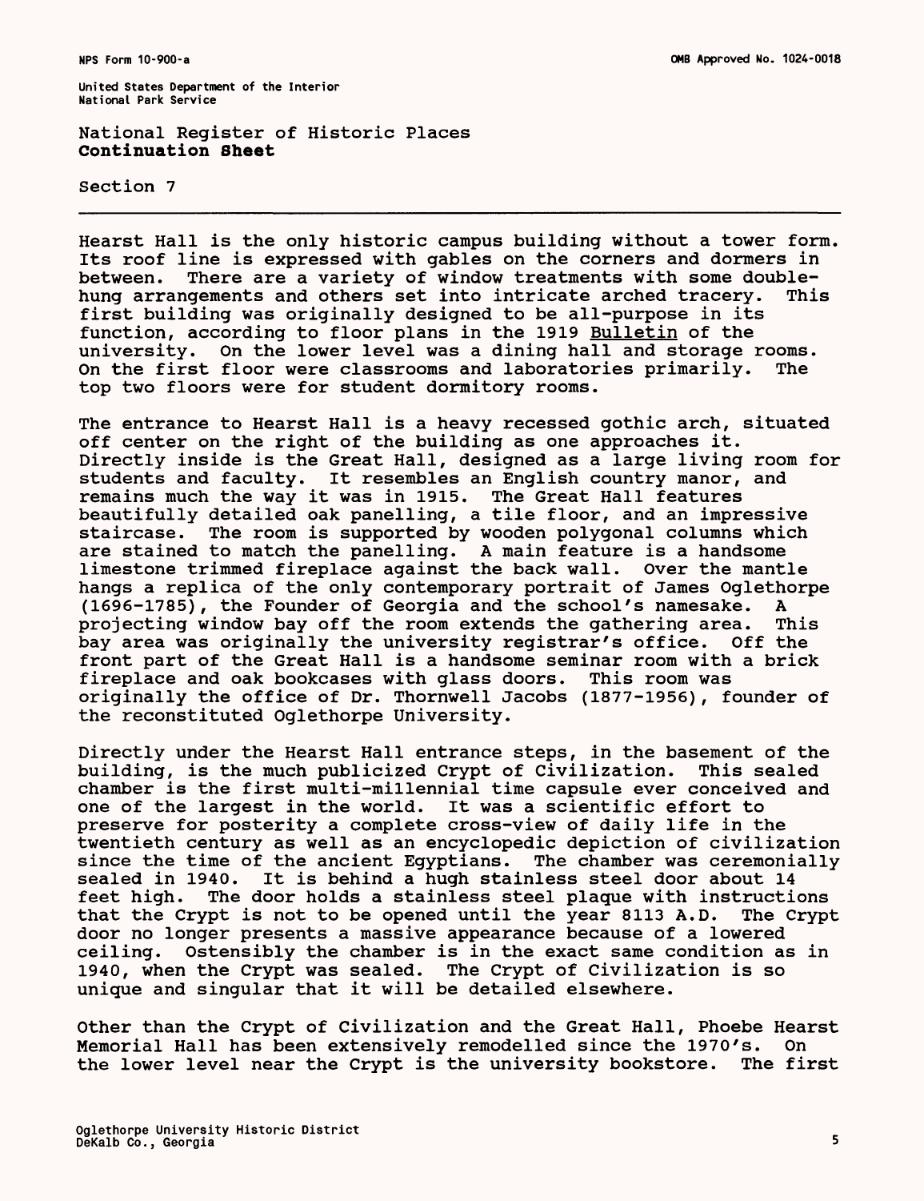National Register of Historic Places
**Continuation Sheet**

Section 7

Hearst Hall is the only historic campus building without a tower form. Its roof line is expressed with gables on the corners and dormers in between. There are a variety of window treatments with some double-hung arrangements and others set into intricate arched tracery. This first building was originally designed to be all-purpose in its function, according to floor plans in the 1919 Bulletin of the university. On the lower level was a dining hall and storage rooms. On the first floor were classrooms and laboratories primarily. The top two floors were for student dormitory rooms.

The entrance to Hearst Hall is a heavy recessed gothic arch, situated off center on the right of the building as one approaches it. Directly inside is the Great Hall, designed as a large living room for students and faculty. It resembles an English country manor, and remains much the way it was in 1915. The Great Hall features beautifully detailed oak panelling, a tile floor, and an impressive staircase. The room is supported by wooden polygonal columns which are stained to match the panelling. A main feature is a handsome limestone trimmed fireplace against the back wall. Over the mantle hangs a replica of the only contemporary portrait of James Oglethorpe (1696-1785), the Founder of Georgia and the school's namesake. A projecting window bay off the room extends the gathering area. This bay area was originally the university registrar's office. Off the front part of the Great Hall is a handsome seminar room with a brick fireplace and oak bookcases with glass doors. This room was originally the office of Dr. Thornwell Jacobs (1877-1956), founder of the reconstituted Oglethorpe University.

Directly under the Hearst Hall entrance steps, in the basement of the building, is the much publicized Crypt of Civilization. This sealed chamber is the first multi-millennial time capsule ever conceived and one of the largest in the world. It was a scientific effort to preserve for posterity a complete cross-view of daily life in the twentieth century as well as an encyclopedic depiction of civilization since the time of the ancient Egyptians. The chamber was ceremonially sealed in 1940. It is behind a hugh stainless steel door about 14 feet high. The door holds a stainless steel plaque with instructions that the Crypt is not to be opened until the year 8113 A.D. The Crypt door no longer presents a massive appearance because of a lowered ceiling. Ostensibly the chamber is in the exact same condition as in 1940, when the Crypt was sealed. The Crypt of Civilization is so unique and singular that it will be detailed elsewhere.

Other than the Crypt of Civilization and the Great Hall, Phoebe Hearst Memorial Hall has been extensively remodelled since the 1970's. On the lower level near the Crypt is the university bookstore. The first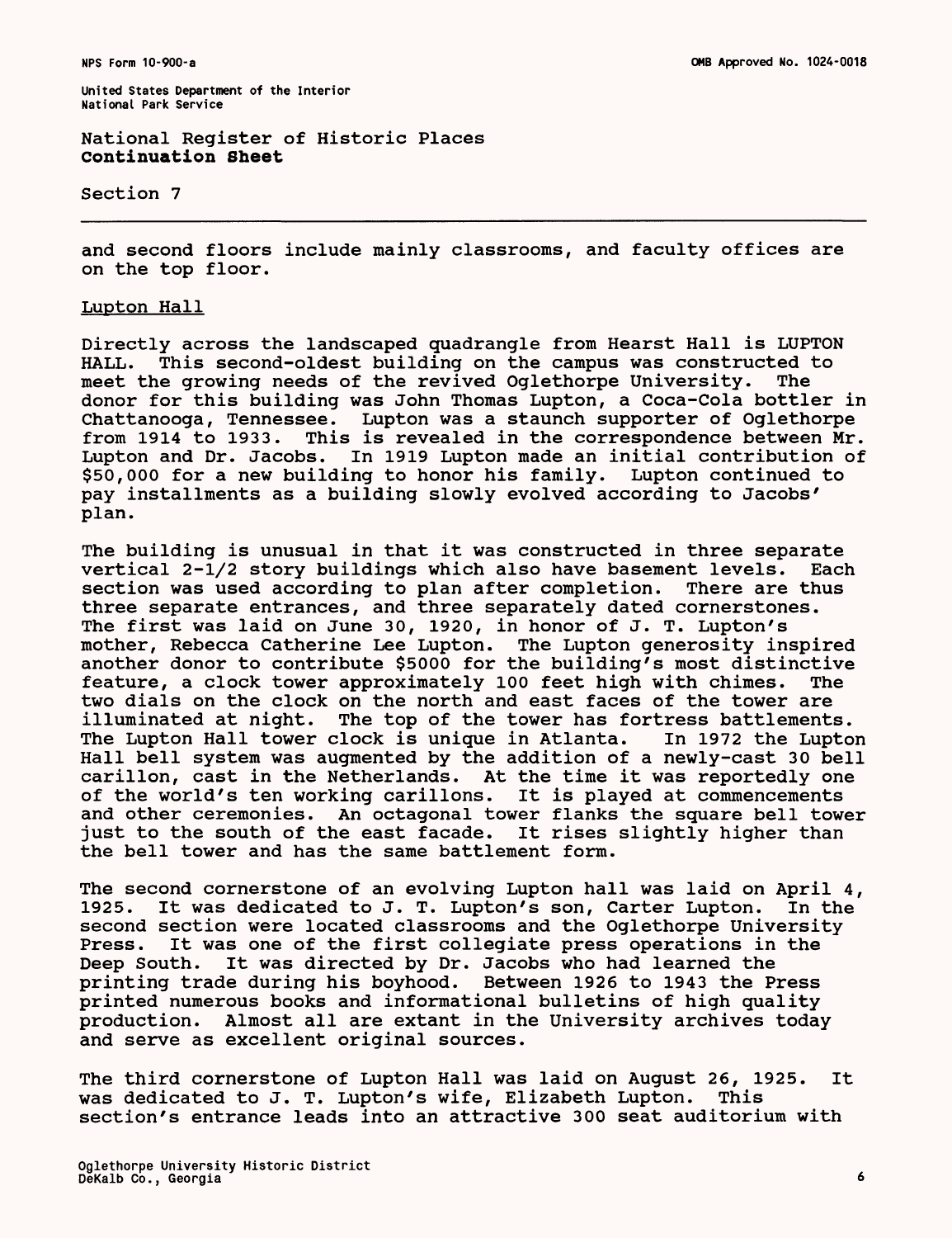and second floors include mainly classrooms, and faculty offices are on the top floor.

Lupton Hall

Directly across the landscaped quadrangle from Hearst Hall is LUPTON HALL. This second-oldest building on the campus was constructed to meet the growing needs of the revived Oglethorpe University. The donor for this building was John Thomas Lupton, a Coca-Cola bottler in Chattanooga, Tennessee. Lupton was a staunch supporter of Oglethorpe from 1914 to 1933. This is revealed in the correspondence between Mr. Lupton and Dr. Jacobs. In 1919 Lupton made an initial contribution of $50,000 for a new building to honor his family. Lupton continued to pay installments as a building slowly evolved according to Jacobs' plan.

The building is unusual in that it was constructed in three separate vertical 2-1/2 story buildings which also have basement levels. Each section was used according to plan after completion. There are thus three separate entrances, and three separately dated cornerstones. The first was laid on June 30, 1920, in honor of J. T. Lupton's mother, Rebecca Catherine Lee Lupton. The Lupton generosity inspired another donor to contribute $5000 for the building's most distinctive feature, a clock tower approximately 100 feet high with chimes. The two dials on the clock on the north and east faces of the tower are illuminated at night. The top of the tower has fortress battlements. The Lupton Hall tower clock is unique in Atlanta. In 1972 the Lupton Hall bell system was augmented by the addition of a newly-cast 30 bell carillon, cast in the Netherlands. At the time it was reportedly one of the world's ten working carillons. It is played at commencements and other ceremonies. An octagonal tower flanks the square bell tower just to the south of the east facade. It rises slightly higher than the bell tower and has the same battlement form.

The second cornerstone of an evolving Lupton hall was laid on April 4, 1925. It was dedicated to J. T. Lupton's son, Carter Lupton. In the second section were located classrooms and the Oglethorpe University Press. It was one of the first collegiate press operations in the Deep South. It was directed by Dr. Jacobs who had learned the printing trade during his boyhood. Between 1926 to 1943 the Press printed numerous books and informational bulletins of high quality production. Almost all are extant in the University archives today and serve as excellent original sources.

The third cornerstone of Lupton Hall was laid on August 26, 1925. It was dedicated to J. T. Lupton's wife, Elizabeth Lupton. This section's entrance leads into an attractive 300 seat auditorium with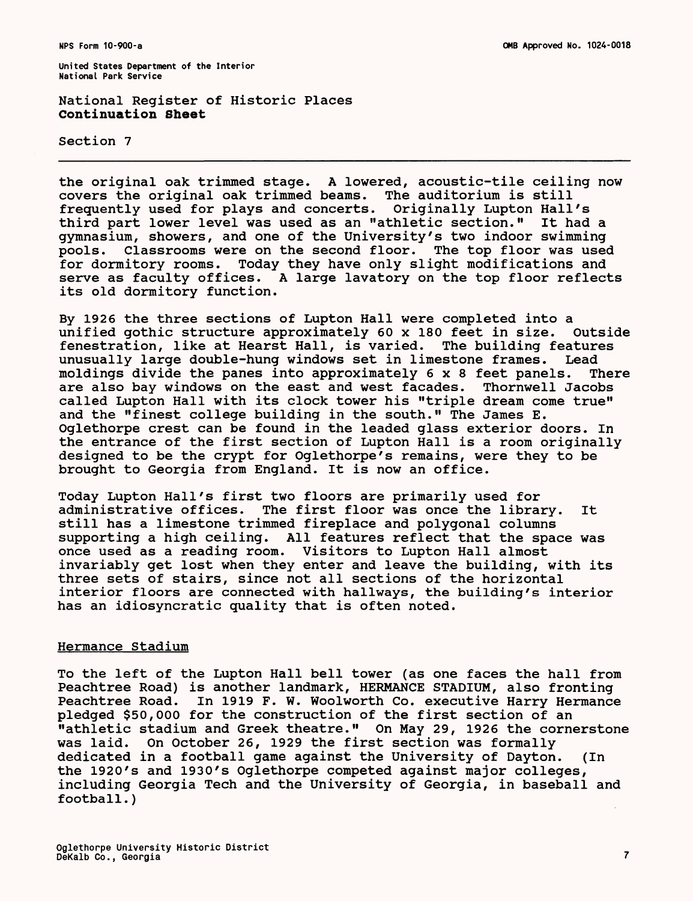the original oak trimmed stage. A lowered, acoustic-tile ceiling now covers the original oak trimmed beams. The auditorium is still frequently used for plays and concerts. Originally Lupton Hall's third part lower level was used as an "athletic section." It had a gymnasium, showers, and one of the University's two indoor swimming pools. Classrooms were on the second floor. The top floor was used for dormitory rooms. Today they have only slight modifications and serve as faculty offices. A large lavatory on the top floor reflects its old dormitory function.

By 1926 the three sections of Lupton Hall were completed into a unified gothic structure approximately 60 x 180 feet in size. Outside fenestration, like at Hearst Hall, is varied. The building features unusually large double-hung windows set in limestone frames. Lead moldings divide the panes into approximately 6 x 8 feet panels. There are also bay windows on the east and west facades. Thornwell Jacobs called Lupton Hall with its clock tower his "triple dream come true" and the "finest college building in the south." The James E. Oglethorpe crest can be found in the leaded glass exterior doors. In the entrance of the first section of Lupton Hall is a room originally designed to be the crypt for Oglethorpe's remains, were they to be brought to Georgia from England. It is now an office.

Today Lupton Hall's first two floors are primarily used for administrative offices. The first floor was once the library. It still has a limestone trimmed fireplace and polygonal columns supporting a high ceiling. All features reflect that the space was once used as a reading room. Visitors to Lupton Hall almost invariably get lost when they enter and leave the building, with its three sets of stairs, since not all sections of the horizontal interior floors are connected with hallways, the building's interior has an idiosyncratic quality that is often noted.

## Hermance Stadium

To the left of the Lupton Hall bell tower (as one faces the hall from Peachtree Road) is another landmark, HERMANCE STADIUM, also fronting Peachtree Road. In 1919 F. W. Woolworth Co. executive Harry Hermance pledged $50,000 for the construction of the first section of an "athletic stadium and Greek theatre." On May 29, 1926 the cornerstone was laid. On October 26, 1929 the first section was formally dedicated in a football game against the University of Dayton. (In the 1920's and 1930's Oglethorpe competed against major colleges, including Georgia Tech and the University of Georgia, in baseball and football.)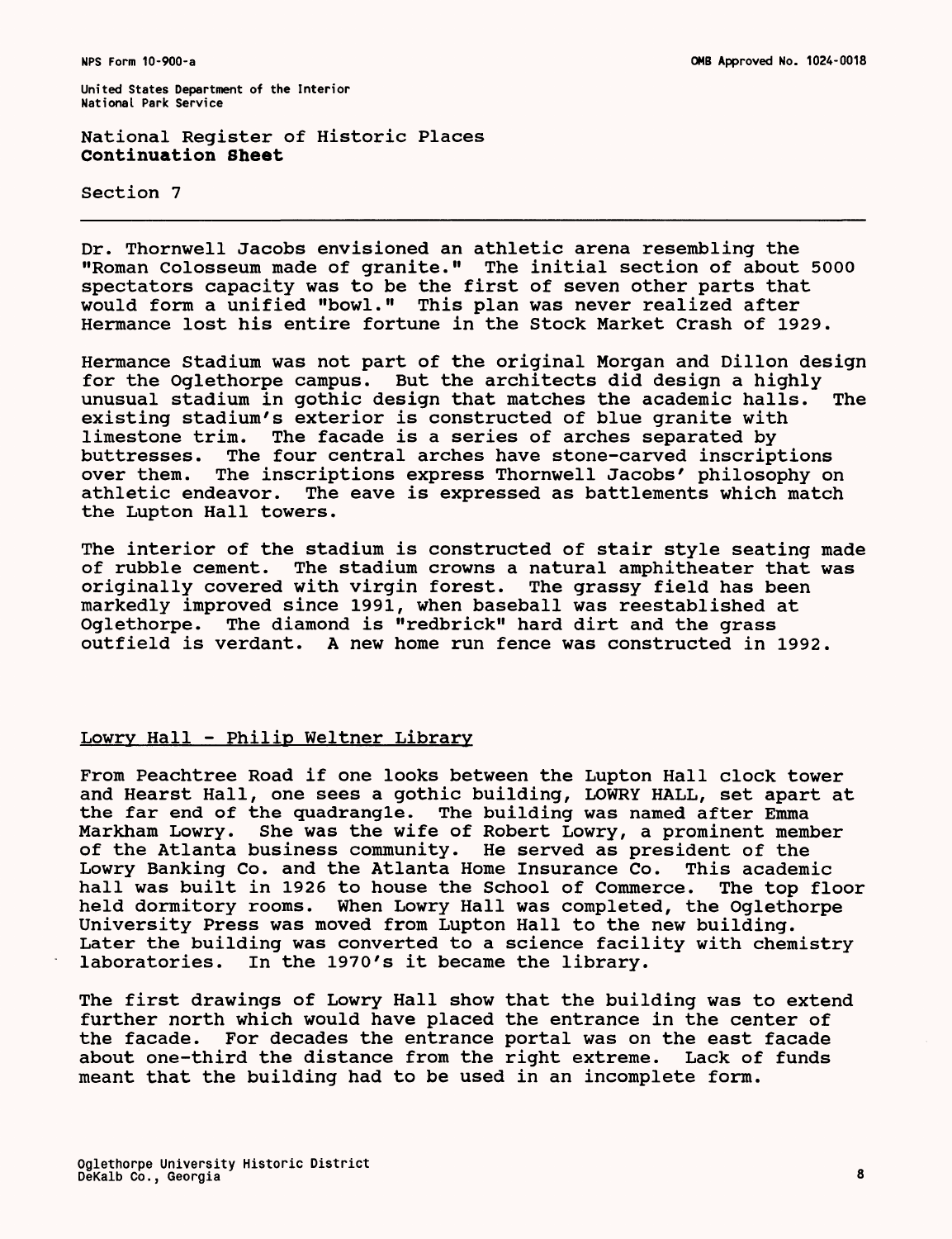Dr. Thornwell Jacobs envisioned an athletic arena resembling the "Roman Colosseum made of granite." The initial section of about 5000 spectators capacity was to be the first of seven other parts that would form a unified "bowl." This plan was never realized after Hermance lost his entire fortune in the Stock Market Crash of 1929.

Hermance Stadium was not part of the original Morgan and Dillon design for the Oglethorpe campus. But the architects did design a highly unusual stadium in gothic design that matches the academic halls. The existing stadium's exterior is constructed of blue granite with limestone trim. The facade is a series of arches separated by buttresses. The four central arches have stone-carved inscriptions over them. The inscriptions express Thornwell Jacobs' philosophy on athletic endeavor. The eave is expressed as battlements which match the Lupton Hall towers.

The interior of the stadium is constructed of stair style seating made of rubble cement. The stadium crowns a natural amphitheater that was originally covered with virgin forest. The grassy field has been markedly improved since 1991, when baseball was reestablished at Oglethorpe. The diamond is "redbrick" hard dirt and the grass outfield is verdant. A new home run fence was constructed in 1992.

## Lowry Hall - Philip Weltner Library

From Peachtree Road if one looks between the Lupton Hall clock tower and Hearst Hall, one sees a gothic building, LOWRY HALL, set apart at the far end of the quadrangle. The building was named after Emma Markham Lowry. She was the wife of Robert Lowry, a prominent member of the Atlanta business community. He served as president of the Lowry Banking Co. and the Atlanta Home Insurance Co. This academic hall was built in 1926 to house the School of Commerce. The top floor held dormitory rooms. When Lowry Hall was completed, the Oglethorpe University Press was moved from Lupton Hall to the new building. Later the building was converted to a science facility with chemistry laboratories. In the 1970's it became the library.

The first drawings of Lowry Hall show that the building was to extend further north which would have placed the entrance in the center of the facade. For decades the entrance portal was on the east facade about one-third the distance from the right extreme. Lack of funds meant that the building had to be used in an incomplete form.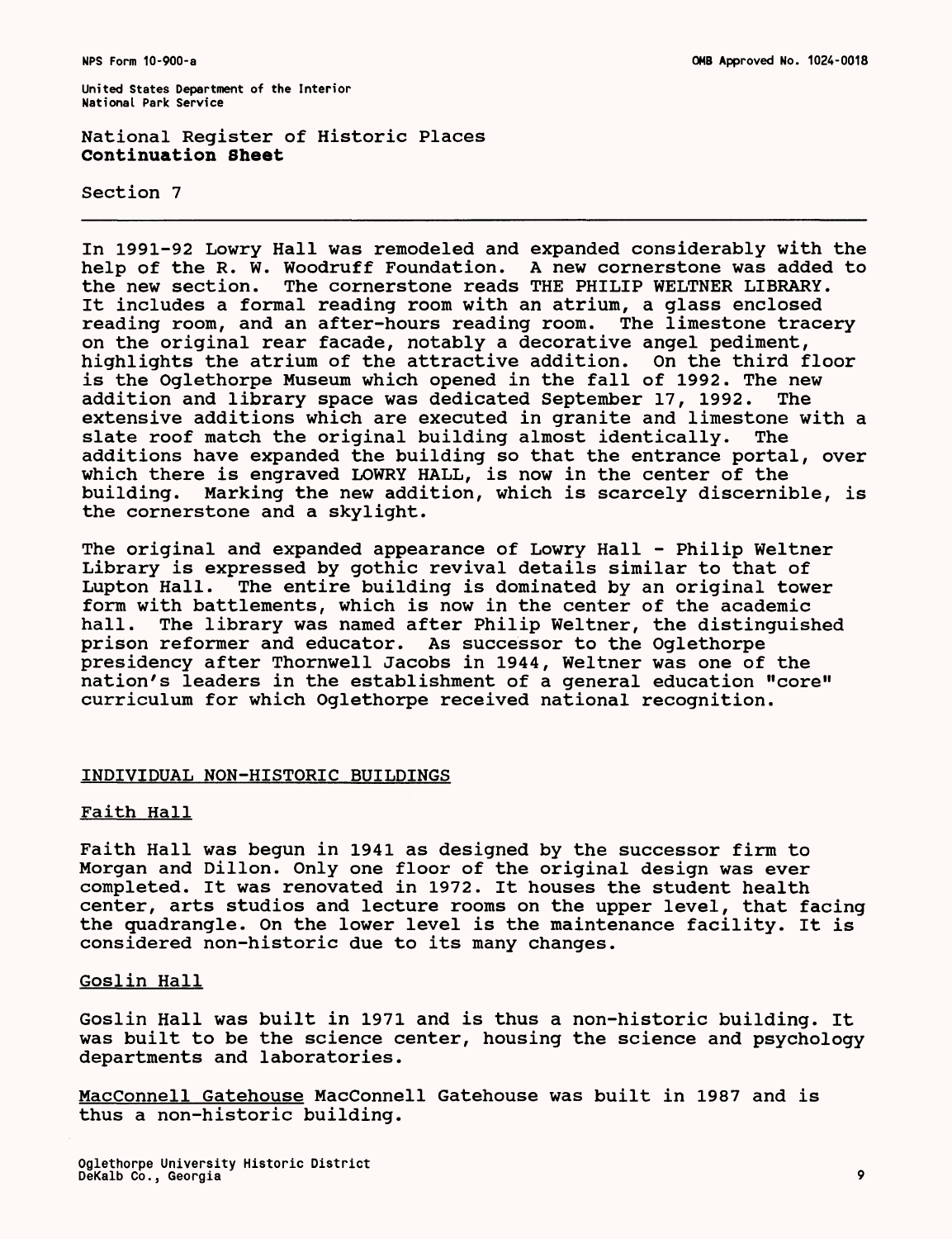National Register of Historic Places
**Continuation Sheet**

Section 7

In 1991-92 Lowry Hall was remodeled and expanded considerably with the help of the R. W. Woodruff Foundation. A new cornerstone was added to the new section. The cornerstone reads THE PHILIP WELTNER LIBRARY. It includes a formal reading room with an atrium, a glass enclosed reading room, and an after-hours reading room. The limestone tracery on the original rear facade, notably a decorative angel pediment, highlights the atrium of the attractive addition. On the third floor is the Oglethorpe Museum which opened in the fall of 1992. The new addition and library space was dedicated September 17, 1992. The extensive additions which are executed in granite and limestone with a slate roof match the original building almost identically. The additions have expanded the building so that the entrance portal, over which there is engraved LOWRY HALL, is now in the center of the building. Marking the new addition, which is scarcely discernible, is the cornerstone and a skylight.

The original and expanded appearance of Lowry Hall - Philip Weltner Library is expressed by gothic revival details similar to that of Lupton Hall. The entire building is dominated by an original tower form with battlements, which is now in the center of the academic hall. The library was named after Philip Weltner, the distinguished prison reformer and educator. As successor to the Oglethorpe presidency after Thornwell Jacobs in 1944, Weltner was one of the nation's leaders in the establishment of a general education "core" curriculum for which Oglethorpe received national recognition.

## INDIVIDUAL NON-HISTORIC BUILDINGS

### Faith Hall

Faith Hall was begun in 1941 as designed by the successor firm to Morgan and Dillon. Only one floor of the original design was ever completed. It was renovated in 1972. It houses the student health center, arts studios and lecture rooms on the upper level, that facing the quadrangle. On the lower level is the maintenance facility. It is considered non-historic due to its many changes.

### Goslin Hall

Goslin Hall was built in 1971 and is thus a non-historic building. It was built to be the science center, housing the science and psychology departments and laboratories.

MacConnell Gatehouse MacConnell Gatehouse was built in 1987 and is thus a non-historic building.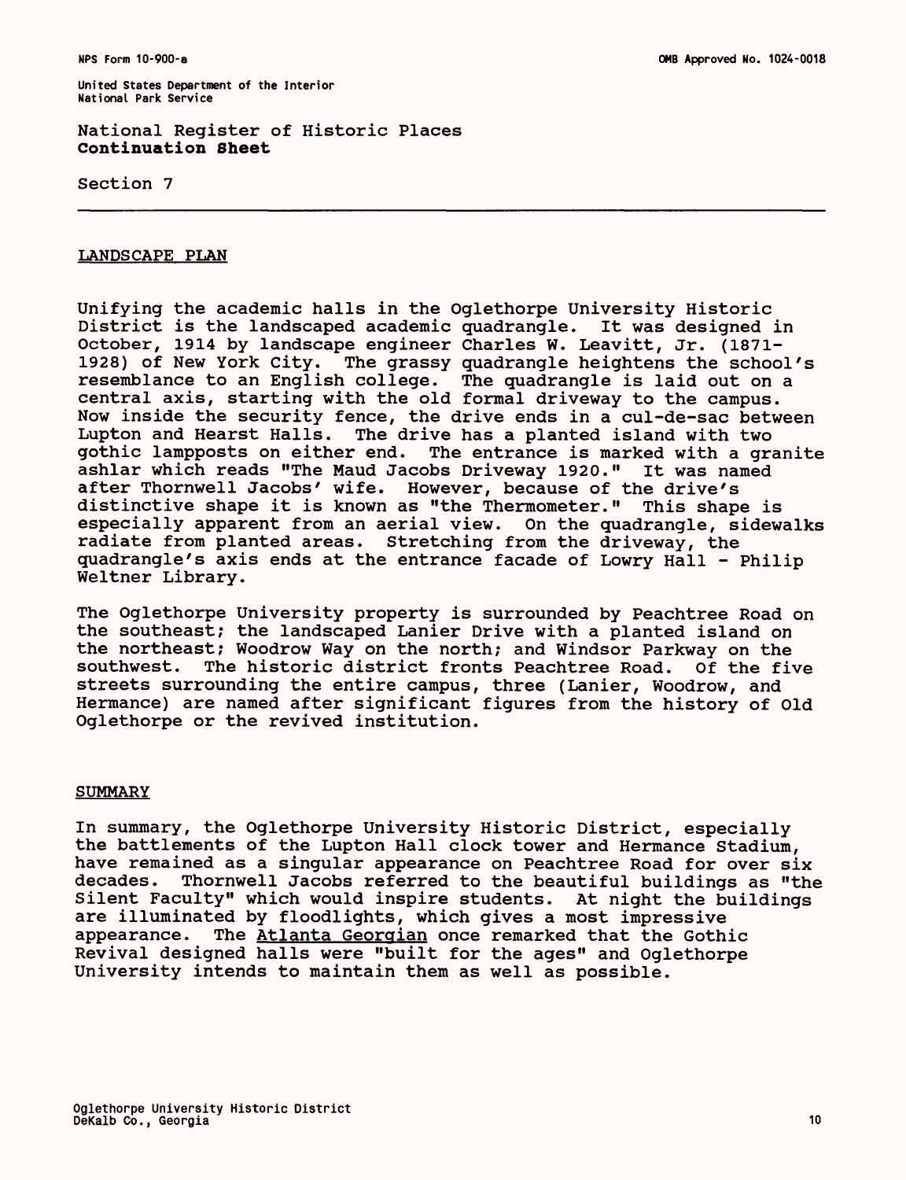National Register of Historic Places
**Continuation Sheet**

Section 7

## LANDSCAPE PLAN

Unifying the academic halls in the Oglethorpe University Historic District is the landscaped academic quadrangle. It was designed in October, 1914 by landscape engineer Charles W. Leavitt, Jr. (1871-1928) of New York City. The grassy quadrangle heightens the school's resemblance to an English college. The quadrangle is laid out on a central axis, starting with the old formal driveway to the campus. Now inside the security fence, the drive ends in a cul-de-sac between Lupton and Hearst Halls. The drive has a planted island with two gothic lampposts on either end. The entrance is marked with a granite ashlar which reads "The Maud Jacobs Driveway 1920." It was named after Thornwell Jacobs' wife. However, because of the drive's distinctive shape it is known as "the Thermometer." This shape is especially apparent from an aerial view. On the quadrangle, sidewalks radiate from planted areas. Stretching from the driveway, the quadrangle's axis ends at the entrance facade of Lowry Hall - Philip Weltner Library.

The Oglethorpe University property is surrounded by Peachtree Road on the southeast; the landscaped Lanier Drive with a planted island on the northeast; Woodrow Way on the north; and Windsor Parkway on the southwest. The historic district fronts Peachtree Road. Of the five streets surrounding the entire campus, three (Lanier, Woodrow, and Hermance) are named after significant figures from the history of Old Oglethorpe or the revived institution.

## SUMMARY

In summary, the Oglethorpe University Historic District, especially the battlements of the Lupton Hall clock tower and Hermance Stadium, have remained as a singular appearance on Peachtree Road for over six decades. Thornwell Jacobs referred to the beautiful buildings as "the Silent Faculty" which would inspire students. At night the buildings are illuminated by floodlights, which gives a most impressive appearance. The *Atlanta Georgian* once remarked that the Gothic Revival designed halls were "built for the ages" and Oglethorpe University intends to maintain them as well as possible.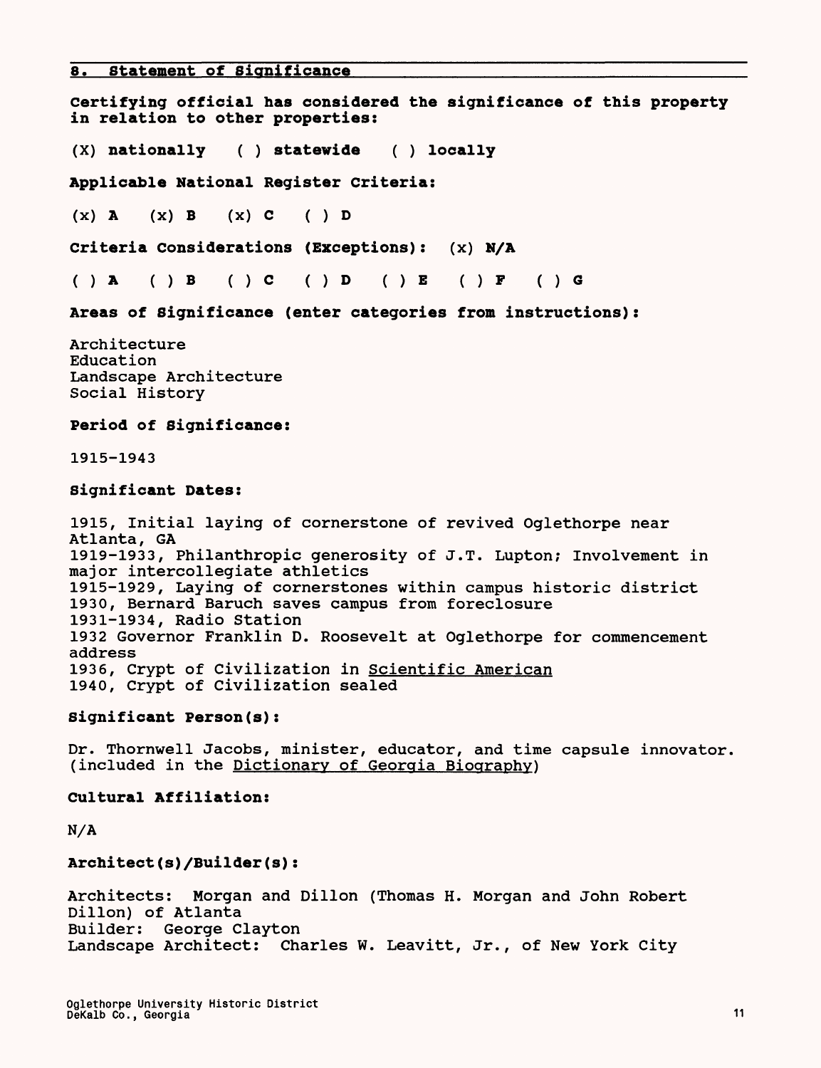## 8. Statement of Significance

**Certifying official has considered the significance of this property in relation to other properties:**

(X) **nationally** ( ) **statewide** ( ) **locally**

**Applicable National Register Criteria:**

(x) **A** (x) **B** (x) **C** ( ) **D**

**Criteria Considerations (Exceptions):** (x) **N/A**

( ) **A** ( ) **B** ( ) **C** ( ) **D** ( ) **E** ( ) **F** ( ) **G**

**Areas of Significance (enter categories from instructions):**

Architecture
Education
Landscape Architecture
Social History

**Period of Significance:**

1915-1943

**Significant Dates:**

1915, Initial laying of cornerstone of revived Oglethorpe near Atlanta, GA
1919-1933, Philanthropic generosity of J.T. Lupton; Involvement in major intercollegiate athletics
1915-1929, Laying of cornerstones within campus historic district
1930, Bernard Baruch saves campus from foreclosure
1931-1934, Radio Station
1932 Governor Franklin D. Roosevelt at Oglethorpe for commencement address
1936, Crypt of Civilization in Scientific American
1940, Crypt of Civilization sealed

**Significant Person(s):**

Dr. Thornwell Jacobs, minister, educator, and time capsule innovator. (included in the Dictionary of Georgia Biography)

**Cultural Affiliation:**

N/A

**Architect(s)/Builder(s):**

Architects: Morgan and Dillon (Thomas H. Morgan and John Robert Dillon) of Atlanta
Builder: George Clayton
Landscape Architect: Charles W. Leavitt, Jr., of New York City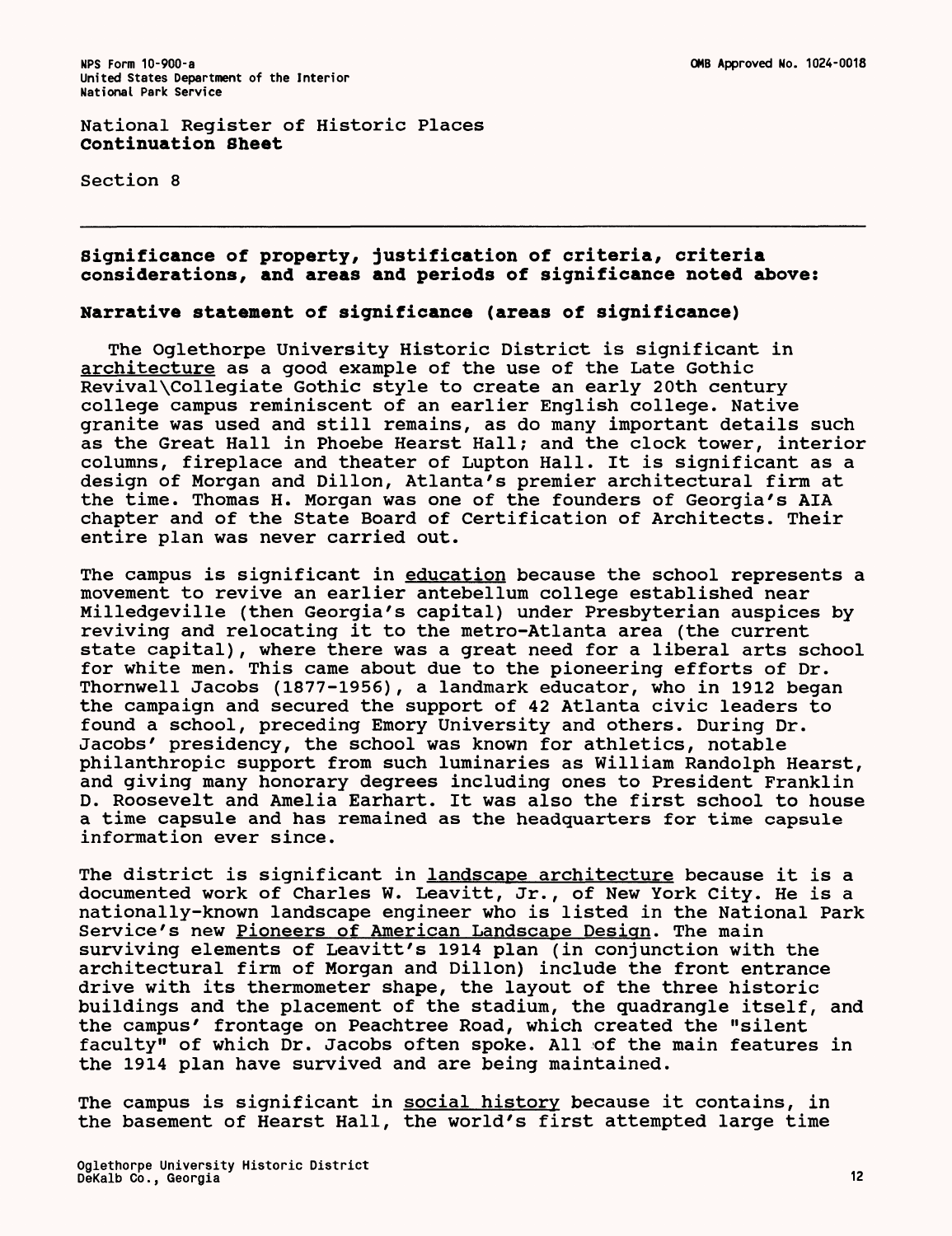National Register of Historic Places
**Continuation Sheet**

Section 8

---

**Significance of property, justification of criteria, criteria considerations, and areas and periods of significance noted above:**

**Narrative statement of significance (areas of significance)**

The Oglethorpe University Historic District is significant in architecture as a good example of the use of the Late Gothic Revival\Collegiate Gothic style to create an early 20th century college campus reminiscent of an earlier English college. Native granite was used and still remains, as do many important details such as the Great Hall in Phoebe Hearst Hall; and the clock tower, interior columns, fireplace and theater of Lupton Hall. It is significant as a design of Morgan and Dillon, Atlanta's premier architectural firm at the time. Thomas H. Morgan was one of the founders of Georgia's AIA chapter and of the State Board of Certification of Architects. Their entire plan was never carried out.

The campus is significant in education because the school represents a movement to revive an earlier antebellum college established near Milledgeville (then Georgia's capital) under Presbyterian auspices by reviving and relocating it to the metro-Atlanta area (the current state capital), where there was a great need for a liberal arts school for white men. This came about due to the pioneering efforts of Dr. Thornwell Jacobs (1877-1956), a landmark educator, who in 1912 began the campaign and secured the support of 42 Atlanta civic leaders to found a school, preceding Emory University and others. During Dr. Jacobs' presidency, the school was known for athletics, notable philanthropic support from such luminaries as William Randolph Hearst, and giving many honorary degrees including ones to President Franklin D. Roosevelt and Amelia Earhart. It was also the first school to house a time capsule and has remained as the headquarters for time capsule information ever since.

The district is significant in landscape architecture because it is a documented work of Charles W. Leavitt, Jr., of New York City. He is a nationally-known landscape engineer who is listed in the National Park Service's new Pioneers of American Landscape Design. The main surviving elements of Leavitt's 1914 plan (in conjunction with the architectural firm of Morgan and Dillon) include the front entrance drive with its thermometer shape, the layout of the three historic buildings and the placement of the stadium, the quadrangle itself, and the campus' frontage on Peachtree Road, which created the "silent faculty" of which Dr. Jacobs often spoke. All of the main features in the 1914 plan have survived and are being maintained.

The campus is significant in social history because it contains, in the basement of Hearst Hall, the world's first attempted large time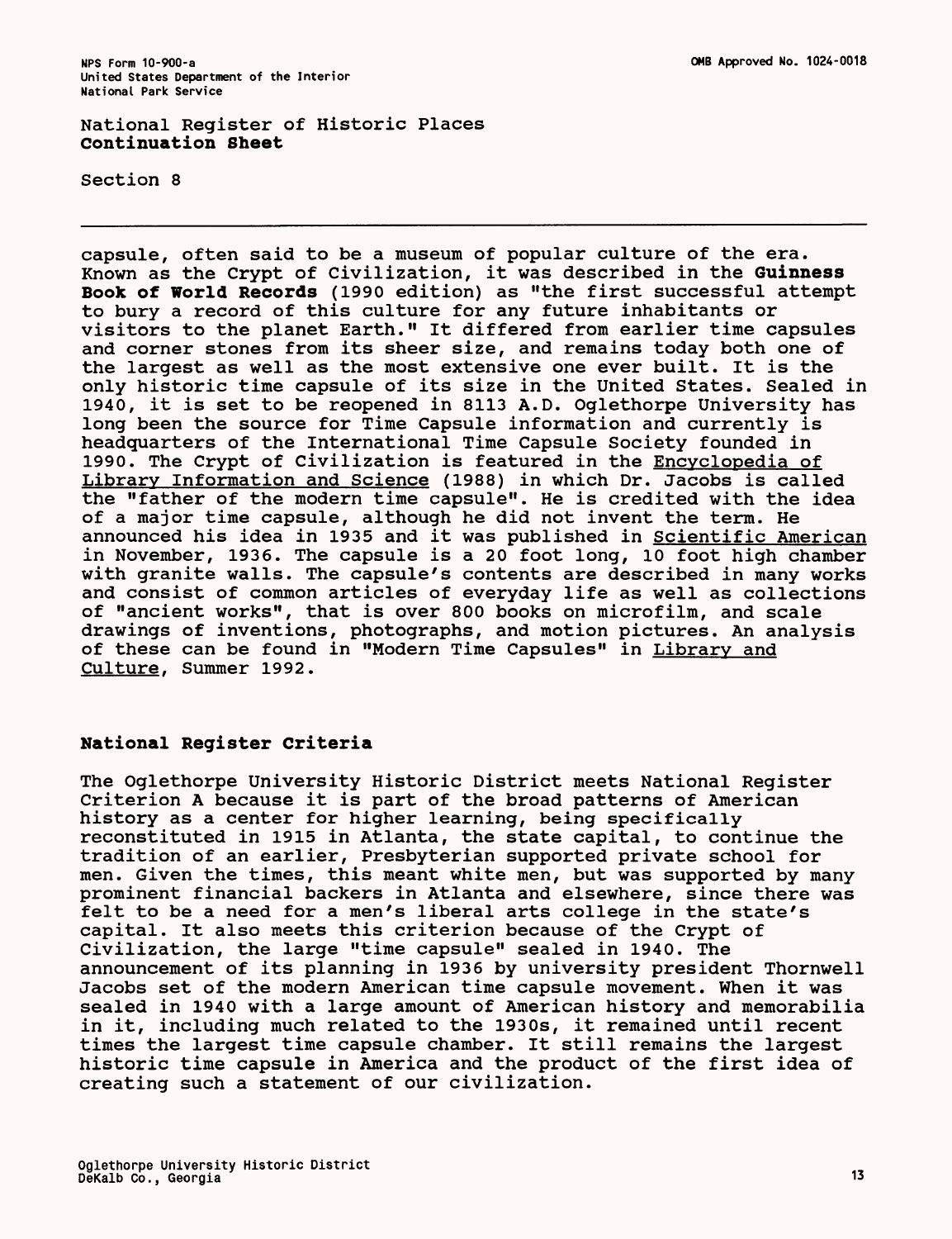National Register of Historic Places
**Continuation Sheet**

Section 8

capsule, often said to be a museum of popular culture of the era. Known as the Crypt of Civilization, it was described in the **Guinness Book of World Records** (1990 edition) as "the first successful attempt to bury a record of this culture for any future inhabitants or visitors to the planet Earth." It differed from earlier time capsules and corner stones from its sheer size, and remains today both one of the largest as well as the most extensive one ever built. It is the only historic time capsule of its size in the United States. Sealed in 1940, it is set to be reopened in 8113 A.D. Oglethorpe University has long been the source for Time Capsule information and currently is headquarters of the International Time Capsule Society founded in 1990. The Crypt of Civilization is featured in the Encyclopedia of Library Information and Science (1988) in which Dr. Jacobs is called the "father of the modern time capsule". He is credited with the idea of a major time capsule, although he did not invent the term. He announced his idea in 1935 and it was published in Scientific American in November, 1936. The capsule is a 20 foot long, 10 foot high chamber with granite walls. The capsule's contents are described in many works and consist of common articles of everyday life as well as collections of "ancient works", that is over 800 books on microfilm, and scale drawings of inventions, photographs, and motion pictures. An analysis of these can be found in "Modern Time Capsules" in Library and Culture, Summer 1992.

## National Register Criteria

The Oglethorpe University Historic District meets National Register Criterion A because it is part of the broad patterns of American history as a center for higher learning, being specifically reconstituted in 1915 in Atlanta, the state capital, to continue the tradition of an earlier, Presbyterian supported private school for men. Given the times, this meant white men, but was supported by many prominent financial backers in Atlanta and elsewhere, since there was felt to be a need for a men's liberal arts college in the state's capital. It also meets this criterion because of the Crypt of Civilization, the large "time capsule" sealed in 1940. The announcement of its planning in 1936 by university president Thornwell Jacobs set of the modern American time capsule movement. When it was sealed in 1940 with a large amount of American history and memorabilia in it, including much related to the 1930s, it remained until recent times the largest time capsule chamber. It still remains the largest historic time capsule in America and the product of the first idea of creating such a statement of our civilization.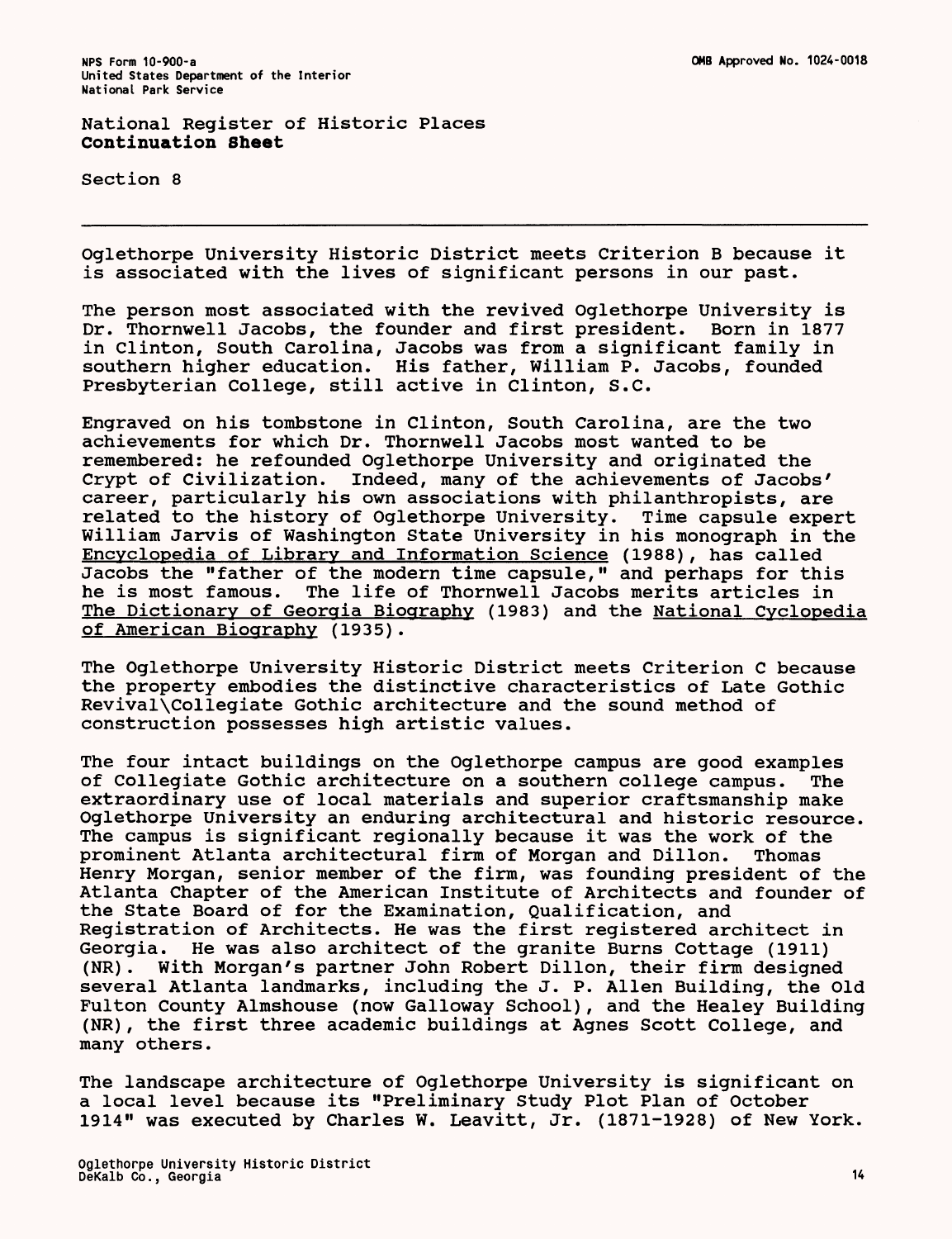NPS Form 10-900-a
United States Department of the Interior
National Park Service

OMB Approved No. 1024-0018

National Register of Historic Places
**Continuation Sheet**

Section 8

---

Oglethorpe University Historic District meets Criterion B because it is associated with the lives of significant persons in our past.

The person most associated with the revived Oglethorpe University is Dr. Thornwell Jacobs, the founder and first president. Born in 1877 in Clinton, South Carolina, Jacobs was from a significant family in southern higher education. His father, William P. Jacobs, founded Presbyterian College, still active in Clinton, S.C.

Engraved on his tombstone in Clinton, South Carolina, are the two achievements for which Dr. Thornwell Jacobs most wanted to be remembered: he refounded Oglethorpe University and originated the Crypt of Civilization. Indeed, many of the achievements of Jacobs' career, particularly his own associations with philanthropists, are related to the history of Oglethorpe University. Time capsule expert William Jarvis of Washington State University in his monograph in the <u>Encyclopedia of Library and Information Science</u> (1988), has called Jacobs the "father of the modern time capsule," and perhaps for this he is most famous. The life of Thornwell Jacobs merits articles in <u>The Dictionary of Georgia Biography</u> (1983) and the <u>National Cyclopedia of American Biography</u> (1935).

The Oglethorpe University Historic District meets Criterion C because the property embodies the distinctive characteristics of Late Gothic Revival\Collegiate Gothic architecture and the sound method of construction possesses high artistic values.

The four intact buildings on the Oglethorpe campus are good examples of Collegiate Gothic architecture on a southern college campus. The extraordinary use of local materials and superior craftsmanship make Oglethorpe University an enduring architectural and historic resource. The campus is significant regionally because it was the work of the prominent Atlanta architectural firm of Morgan and Dillon. Thomas Henry Morgan, senior member of the firm, was founding president of the Atlanta Chapter of the American Institute of Architects and founder of the State Board of for the Examination, Qualification, and Registration of Architects. He was the first registered architect in Georgia. He was also architect of the granite Burns Cottage (1911) (NR). With Morgan's partner John Robert Dillon, their firm designed several Atlanta landmarks, including the J. P. Allen Building, the Old Fulton County Almshouse (now Galloway School), and the Healey Building (NR), the first three academic buildings at Agnes Scott College, and many others.

The landscape architecture of Oglethorpe University is significant on a local level because its "Preliminary Study Plot Plan of October 1914" was executed by Charles W. Leavitt, Jr. (1871-1928) of New York.

Oglethorpe University Historic District
DeKalb Co., Georgia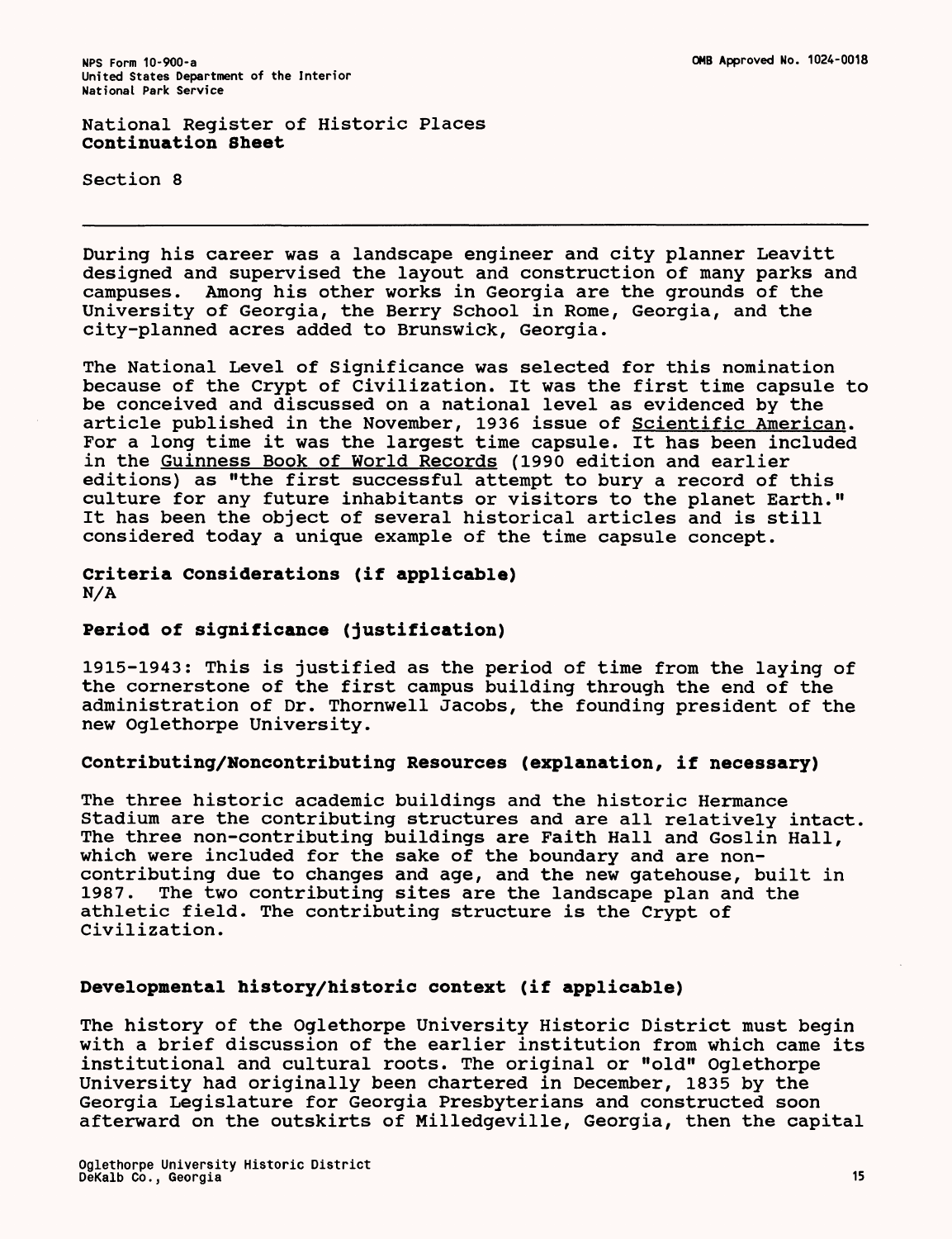National Register of Historic Places
**Continuation Sheet**

Section 8

---

During his career was a landscape engineer and city planner Leavitt designed and supervised the layout and construction of many parks and campuses. Among his other works in Georgia are the grounds of the University of Georgia, the Berry School in Rome, Georgia, and the city-planned acres added to Brunswick, Georgia.

The National Level of Significance was selected for this nomination because of the Crypt of Civilization. It was the first time capsule to be conceived and discussed on a national level as evidenced by the article published in the November, 1936 issue of Scientific American. For a long time it was the largest time capsule. It has been included in the Guinness Book of World Records (1990 edition and earlier editions) as "the first successful attempt to bury a record of this culture for any future inhabitants or visitors to the planet Earth." It has been the object of several historical articles and is still considered today a unique example of the time capsule concept.

**Criteria Considerations (if applicable)**
N/A

**Period of significance (justification)**

1915-1943: This is justified as the period of time from the laying of the cornerstone of the first campus building through the end of the administration of Dr. Thornwell Jacobs, the founding president of the new Oglethorpe University.

**Contributing/Noncontributing Resources (explanation, if necessary)**

The three historic academic buildings and the historic Hermance Stadium are the contributing structures and are all relatively intact. The three non-contributing buildings are Faith Hall and Goslin Hall, which were included for the sake of the boundary and are non-contributing due to changes and age, and the new gatehouse, built in 1987. The two contributing sites are the landscape plan and the athletic field. The contributing structure is the Crypt of Civilization.

**Developmental history/historic context (if applicable)**

The history of the Oglethorpe University Historic District must begin with a brief discussion of the earlier institution from which came its institutional and cultural roots. The original or "old" Oglethorpe University had originally been chartered in December, 1835 by the Georgia Legislature for Georgia Presbyterians and constructed soon afterward on the outskirts of Milledgeville, Georgia, then the capital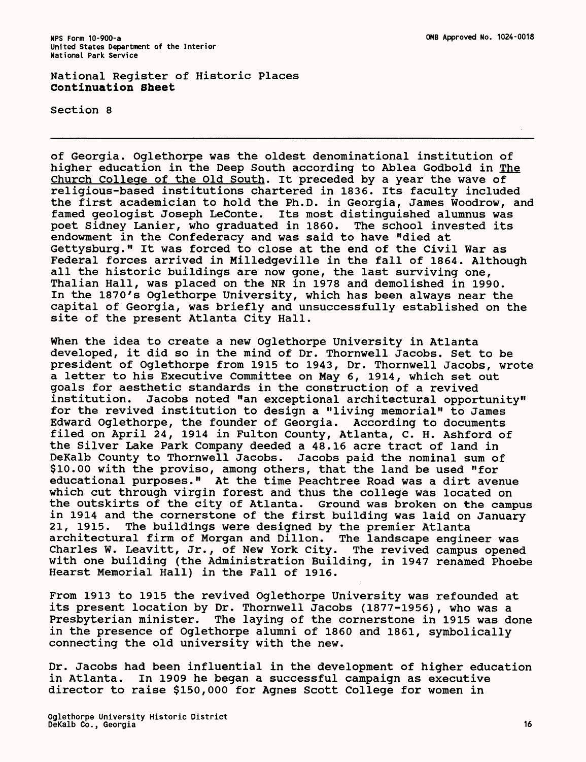of Georgia. Oglethorpe was the oldest denominational institution of higher education in the Deep South according to Ablea Godbold in The Church College of the Old South. It preceded by a year the wave of religious-based institutions chartered in 1836. Its faculty included the first academician to hold the Ph.D. in Georgia, James Woodrow, and famed geologist Joseph LeConte. Its most distinguished alumnus was poet Sidney Lanier, who graduated in 1860. The school invested its endowment in the Confederacy and was said to have "died at Gettysburg." It was forced to close at the end of the Civil War as Federal forces arrived in Milledgeville in the fall of 1864. Although all the historic buildings are now gone, the last surviving one, Thalian Hall, was placed on the NR in 1978 and demolished in 1990. In the 1870's Oglethorpe University, which has been always near the capital of Georgia, was briefly and unsuccessfully established on the site of the present Atlanta City Hall.

When the idea to create a new Oglethorpe University in Atlanta developed, it did so in the mind of Dr. Thornwell Jacobs. Set to be president of Oglethorpe from 1915 to 1943, Dr. Thornwell Jacobs, wrote a letter to his Executive Committee on May 6, 1914, which set out goals for aesthetic standards in the construction of a revived institution. Jacobs noted "an exceptional architectural opportunity" for the revived institution to design a "living memorial" to James Edward Oglethorpe, the founder of Georgia. According to documents filed on April 24, 1914 in Fulton County, Atlanta, C. H. Ashford of the Silver Lake Park Company deeded a 48.16 acre tract of land in DeKalb County to Thornwell Jacobs. Jacobs paid the nominal sum of $10.00 with the proviso, among others, that the land be used "for educational purposes." At the time Peachtree Road was a dirt avenue which cut through virgin forest and thus the college was located on the outskirts of the city of Atlanta. Ground was broken on the campus in 1914 and the cornerstone of the first building was laid on January 21, 1915. The buildings were designed by the premier Atlanta architectural firm of Morgan and Dillon. The landscape engineer was Charles W. Leavitt, Jr., of New York City. The revived campus opened with one building (the Administration Building, in 1947 renamed Phoebe Hearst Memorial Hall) in the Fall of 1916.

From 1913 to 1915 the revived Oglethorpe University was refounded at its present location by Dr. Thornwell Jacobs (1877-1956), who was a Presbyterian minister. The laying of the cornerstone in 1915 was done in the presence of Oglethorpe alumni of 1860 and 1861, symbolically connecting the old university with the new.

Dr. Jacobs had been influential in the development of higher education in Atlanta. In 1909 he began a successful campaign as executive director to raise $150,000 for Agnes Scott College for women in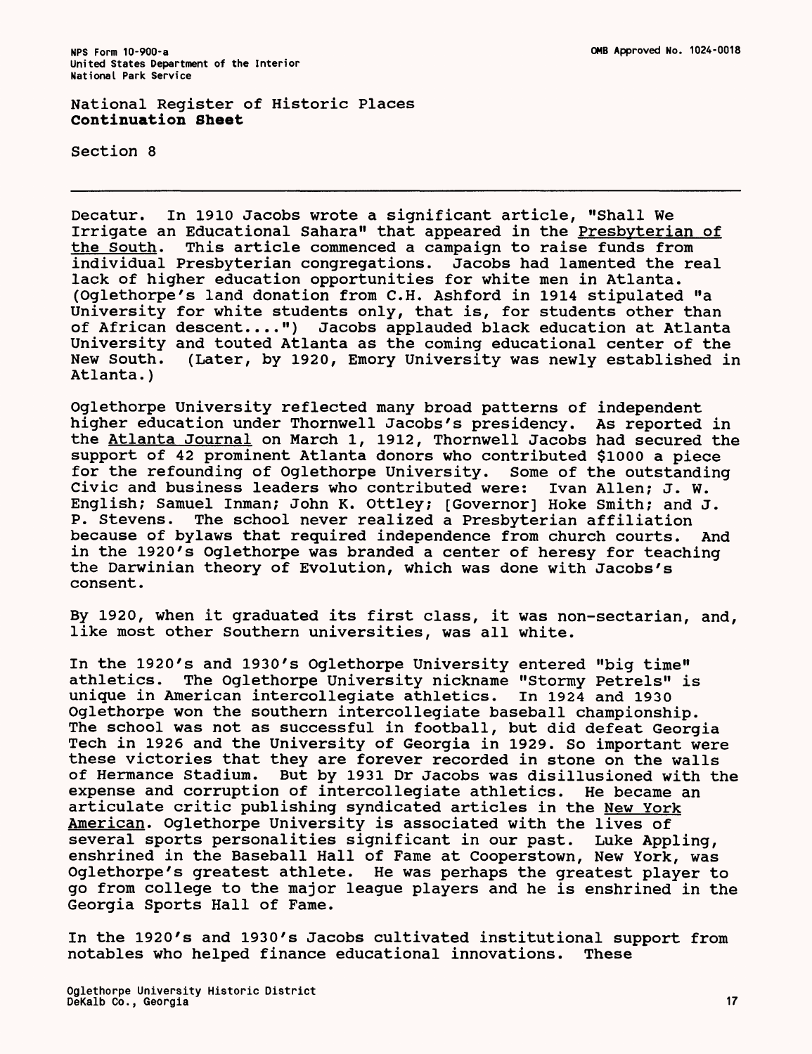National Register of Historic Places
**Continuation Sheet**

Section 8

---

Decatur. In 1910 Jacobs wrote a significant article, "Shall We Irrigate an Educational Sahara" that appeared in the Presbyterian of the South. This article commenced a campaign to raise funds from individual Presbyterian congregations. Jacobs had lamented the real lack of higher education opportunities for white men in Atlanta. (Oglethorpe's land donation from C.H. Ashford in 1914 stipulated "a University for white students only, that is, for students other than of African descent....") Jacobs applauded black education at Atlanta University and touted Atlanta as the coming educational center of the New South. (Later, by 1920, Emory University was newly established in Atlanta.)

Oglethorpe University reflected many broad patterns of independent higher education under Thornwell Jacobs's presidency. As reported in the Atlanta Journal on March 1, 1912, Thornwell Jacobs had secured the support of 42 prominent Atlanta donors who contributed $1000 a piece for the refounding of Oglethorpe University. Some of the outstanding Civic and business leaders who contributed were: Ivan Allen; J. W. English; Samuel Inman; John K. Ottley; [Governor] Hoke Smith; and J. P. Stevens. The school never realized a Presbyterian affiliation because of bylaws that required independence from church courts. And in the 1920's Oglethorpe was branded a center of heresy for teaching the Darwinian theory of Evolution, which was done with Jacobs's consent.

By 1920, when it graduated its first class, it was non-sectarian, and, like most other Southern universities, was all white.

In the 1920's and 1930's Oglethorpe University entered "big time" athletics. The Oglethorpe University nickname "Stormy Petrels" is unique in American intercollegiate athletics. In 1924 and 1930 Oglethorpe won the southern intercollegiate baseball championship. The school was not as successful in football, but did defeat Georgia Tech in 1926 and the University of Georgia in 1929. So important were these victories that they are forever recorded in stone on the walls of Hermance Stadium. But by 1931 Dr Jacobs was disillusioned with the expense and corruption of intercollegiate athletics. He became an articulate critic publishing syndicated articles in the New York American. Oglethorpe University is associated with the lives of several sports personalities significant in our past. Luke Appling, enshrined in the Baseball Hall of Fame at Cooperstown, New York, was Oglethorpe's greatest athlete. He was perhaps the greatest player to go from college to the major league players and he is enshrined in the Georgia Sports Hall of Fame.

In the 1920's and 1930's Jacobs cultivated institutional support from notables who helped finance educational innovations. These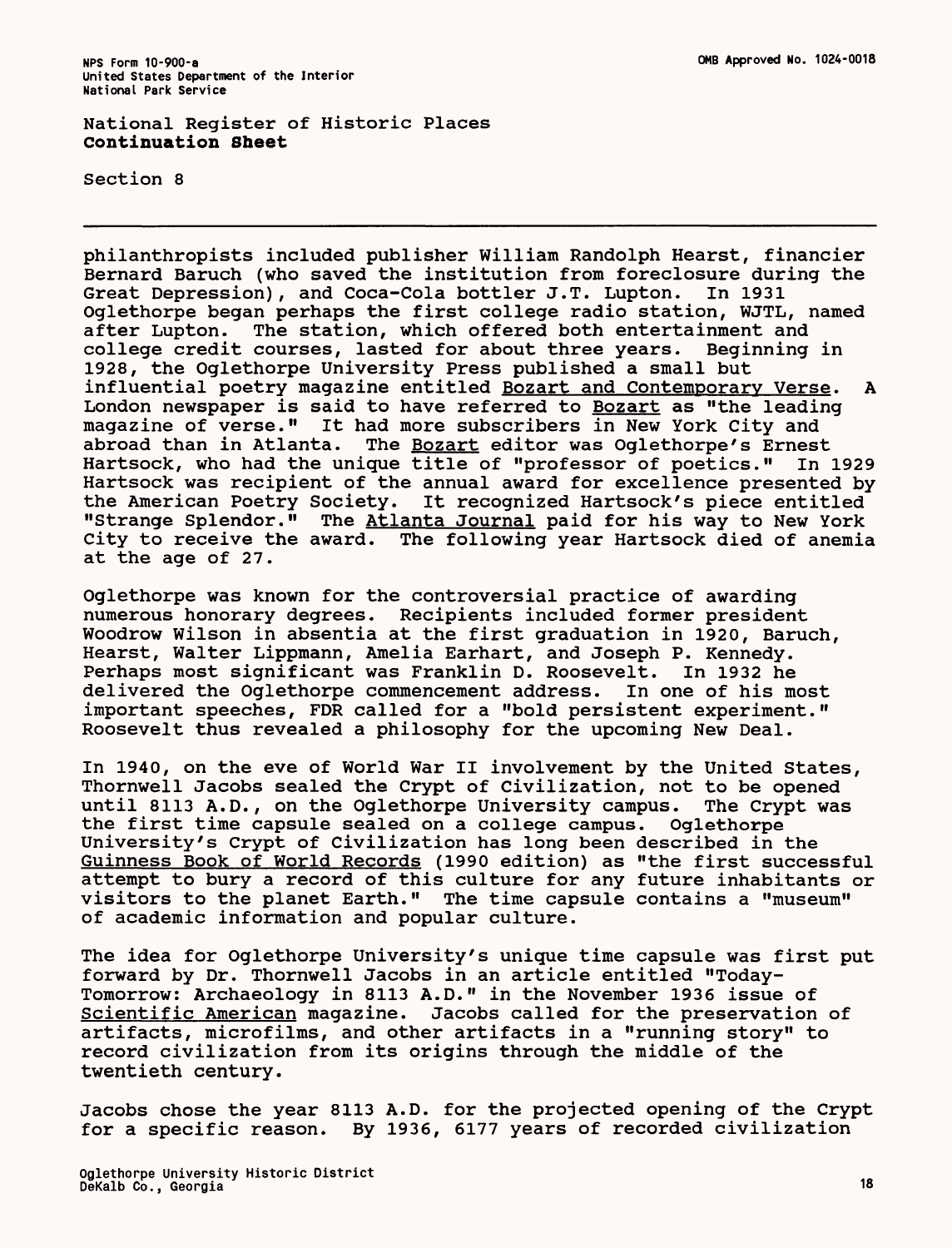philanthropists included publisher William Randolph Hearst, financier Bernard Baruch (who saved the institution from foreclosure during the Great Depression), and Coca-Cola bottler J.T. Lupton. In 1931 Oglethorpe began perhaps the first college radio station, WJTL, named after Lupton. The station, which offered both entertainment and college credit courses, lasted for about three years. Beginning in 1928, the Oglethorpe University Press published a small but influential poetry magazine entitled Bozart and Contemporary Verse. A London newspaper is said to have referred to Bozart as "the leading magazine of verse." It had more subscribers in New York City and abroad than in Atlanta. The Bozart editor was Oglethorpe's Ernest Hartsock, who had the unique title of "professor of poetics." In 1929 Hartsock was recipient of the annual award for excellence presented by the American Poetry Society. It recognized Hartsock's piece entitled "Strange Splendor." The Atlanta Journal paid for his way to New York City to receive the award. The following year Hartsock died of anemia at the age of 27.

Oglethorpe was known for the controversial practice of awarding numerous honorary degrees. Recipients included former president Woodrow Wilson in absentia at the first graduation in 1920, Baruch, Hearst, Walter Lippmann, Amelia Earhart, and Joseph P. Kennedy. Perhaps most significant was Franklin D. Roosevelt. In 1932 he delivered the Oglethorpe commencement address. In one of his most important speeches, FDR called for a "bold persistent experiment." Roosevelt thus revealed a philosophy for the upcoming New Deal.

In 1940, on the eve of World War II involvement by the United States, Thornwell Jacobs sealed the Crypt of Civilization, not to be opened until 8113 A.D., on the Oglethorpe University campus. The Crypt was the first time capsule sealed on a college campus. Oglethorpe University's Crypt of Civilization has long been described in the Guinness Book of World Records (1990 edition) as "the first successful attempt to bury a record of this culture for any future inhabitants or visitors to the planet Earth." The time capsule contains a "museum" of academic information and popular culture.

The idea for Oglethorpe University's unique time capsule was first put forward by Dr. Thornwell Jacobs in an article entitled "Today-Tomorrow: Archaeology in 8113 A.D." in the November 1936 issue of Scientific American magazine. Jacobs called for the preservation of artifacts, microfilms, and other artifacts in a "running story" to record civilization from its origins through the middle of the twentieth century.

Jacobs chose the year 8113 A.D. for the projected opening of the Crypt for a specific reason. By 1936, 6177 years of recorded civilization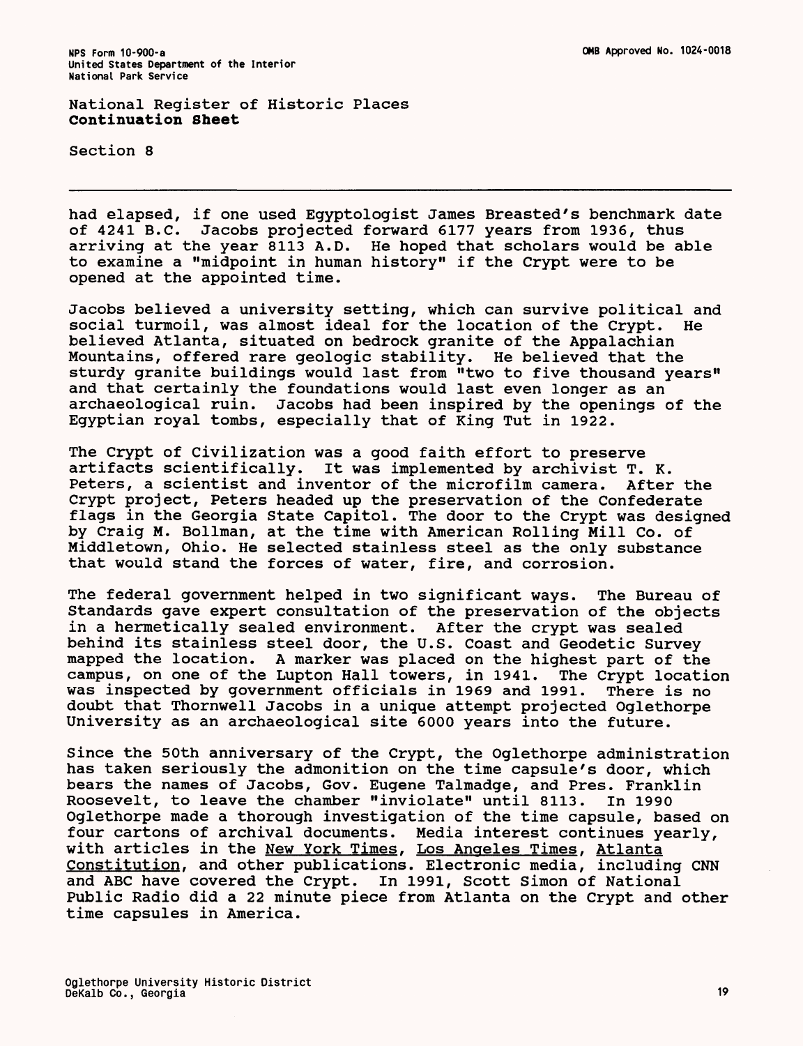National Register of Historic Places
**Continuation Sheet**

Section 8

---

had elapsed, if one used Egyptologist James Breasted's benchmark date of 4241 B.C. Jacobs projected forward 6177 years from 1936, thus arriving at the year 8113 A.D. He hoped that scholars would be able to examine a "midpoint in human history" if the Crypt were to be opened at the appointed time.

Jacobs believed a university setting, which can survive political and social turmoil, was almost ideal for the location of the Crypt. He believed Atlanta, situated on bedrock granite of the Appalachian Mountains, offered rare geologic stability. He believed that the sturdy granite buildings would last from "two to five thousand years" and that certainly the foundations would last even longer as an archaeological ruin. Jacobs had been inspired by the openings of the Egyptian royal tombs, especially that of King Tut in 1922.

The Crypt of Civilization was a good faith effort to preserve artifacts scientifically. It was implemented by archivist T. K. Peters, a scientist and inventor of the microfilm camera. After the Crypt project, Peters headed up the preservation of the Confederate flags in the Georgia State Capitol. The door to the Crypt was designed by Craig M. Bollman, at the time with American Rolling Mill Co. of Middletown, Ohio. He selected stainless steel as the only substance that would stand the forces of water, fire, and corrosion.

The federal government helped in two significant ways. The Bureau of Standards gave expert consultation of the preservation of the objects in a hermetically sealed environment. After the crypt was sealed behind its stainless steel door, the U.S. Coast and Geodetic Survey mapped the location. A marker was placed on the highest part of the campus, on one of the Lupton Hall towers, in 1941. The Crypt location was inspected by government officials in 1969 and 1991. There is no doubt that Thornwell Jacobs in a unique attempt projected Oglethorpe University as an archaeological site 6000 years into the future.

Since the 50th anniversary of the Crypt, the Oglethorpe administration has taken seriously the admonition on the time capsule's door, which bears the names of Jacobs, Gov. Eugene Talmadge, and Pres. Franklin Roosevelt, to leave the chamber "inviolate" until 8113. In 1990 Oglethorpe made a thorough investigation of the time capsule, based on four cartons of archival documents. Media interest continues yearly, with articles in the New York Times, Los Angeles Times, Atlanta Constitution, and other publications. Electronic media, including CNN and ABC have covered the Crypt. In 1991, Scott Simon of National Public Radio did a 22 minute piece from Atlanta on the Crypt and other time capsules in America.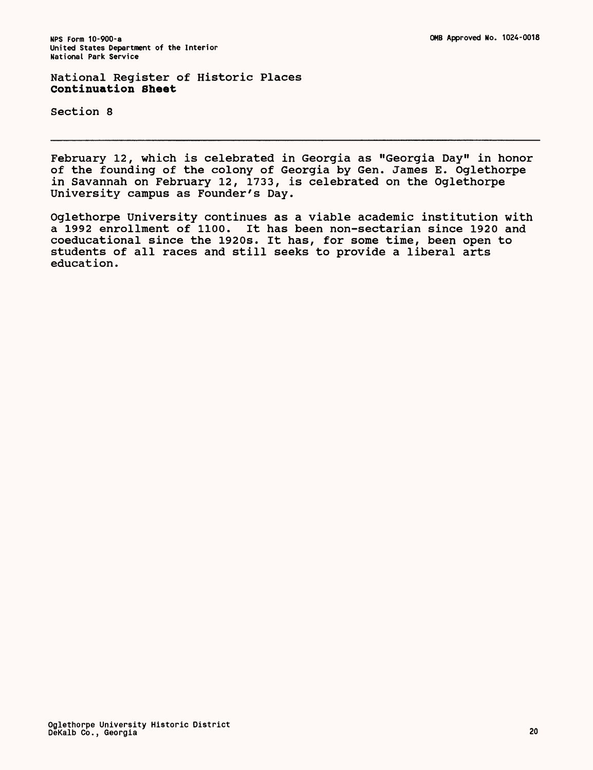National Register of Historic Places
**Continuation Sheet**

Section 8

February 12, which is celebrated in Georgia as "Georgia Day" in honor of the founding of the colony of Georgia by Gen. James E. Oglethorpe in Savannah on February 12, 1733, is celebrated on the Oglethorpe University campus as Founder's Day.

Oglethorpe University continues as a viable academic institution with a 1992 enrollment of 1100. It has been non-sectarian since 1920 and coeducational since the 1920s. It has, for some time, been open to students of all races and still seeks to provide a liberal arts education.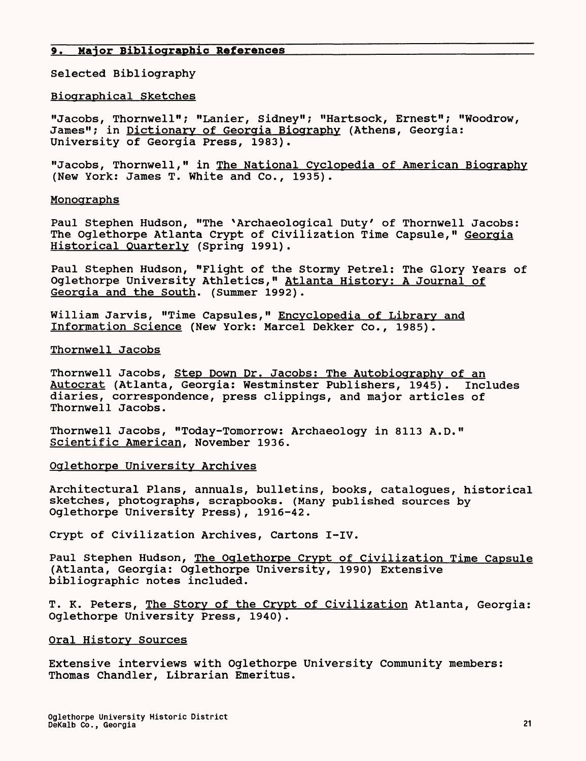## 9. Major Bibliographic References

Selected Bibliography

Biographical Sketches

"Jacobs, Thornwell"; "Lanier, Sidney"; "Hartsock, Ernest"; "Woodrow, James"; in Dictionary of Georgia Biography (Athens, Georgia: University of Georgia Press, 1983).

"Jacobs, Thornwell," in The National Cyclopedia of American Biography (New York: James T. White and Co., 1935).

Monographs

Paul Stephen Hudson, "The 'Archaeological Duty' of Thornwell Jacobs: The Oglethorpe Atlanta Crypt of Civilization Time Capsule," Georgia Historical Quarterly (Spring 1991).

Paul Stephen Hudson, "Flight of the Stormy Petrel: The Glory Years of Oglethorpe University Athletics," Atlanta History: A Journal of Georgia and the South. (Summer 1992).

William Jarvis, "Time Capsules," Encyclopedia of Library and Information Science (New York: Marcel Dekker Co., 1985).

Thornwell Jacobs

Thornwell Jacobs, Step Down Dr. Jacobs: The Autobiography of an Autocrat (Atlanta, Georgia: Westminster Publishers, 1945). Includes diaries, correspondence, press clippings, and major articles of Thornwell Jacobs.

Thornwell Jacobs, "Today-Tomorrow: Archaeology in 8113 A.D." Scientific American, November 1936.

Oglethorpe University Archives

Architectural Plans, annuals, bulletins, books, catalogues, historical sketches, photographs, scrapbooks. (Many published sources by Oglethorpe University Press), 1916-42.

Crypt of Civilization Archives, Cartons I-IV.

Paul Stephen Hudson, The Oglethorpe Crypt of Civilization Time Capsule (Atlanta, Georgia: Oglethorpe University, 1990) Extensive bibliographic notes included.

T. K. Peters, The Story of the Crypt of Civilization Atlanta, Georgia: Oglethorpe University Press, 1940).

Oral History Sources

Extensive interviews with Oglethorpe University Community members: Thomas Chandler, Librarian Emeritus.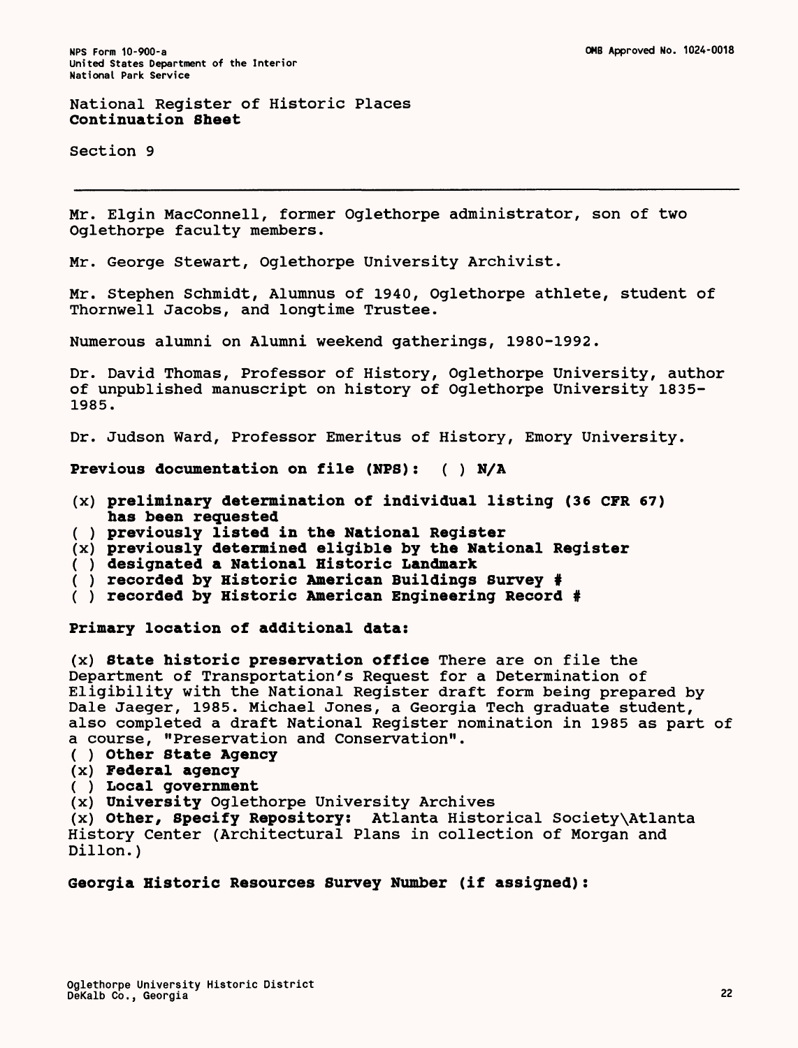National Register of Historic Places
**Continuation Sheet**

Section 9

---

Mr. Elgin MacConnell, former Oglethorpe administrator, son of two Oglethorpe faculty members.

Mr. George Stewart, Oglethorpe University Archivist.

Mr. Stephen Schmidt, Alumnus of 1940, Oglethorpe athlete, student of Thornwell Jacobs, and longtime Trustee.

Numerous alumni on Alumni weekend gatherings, 1980-1992.

Dr. David Thomas, Professor of History, Oglethorpe University, author of unpublished manuscript on history of Oglethorpe University 1835-1985.

Dr. Judson Ward, Professor Emeritus of History, Emory University.

**Previous documentation on file (NPS): ( ) N/A**

(x) **preliminary determination of individual listing (36 CFR 67) has been requested**
( ) **previously listed in the National Register**
(x) **previously determined eligible by the National Register**
( ) **designated a National Historic Landmark**
( ) **recorded by Historic American Buildings Survey #**
( ) **recorded by Historic American Engineering Record #**

**Primary location of additional data:**

(x) **State historic preservation office** There are on file the Department of Transportation's Request for a Determination of Eligibility with the National Register draft form being prepared by Dale Jaeger, 1985. Michael Jones, a Georgia Tech graduate student, also completed a draft National Register nomination in 1985 as part of a course, "Preservation and Conservation".
( ) **Other State Agency**
(x) **Federal agency**
( ) **Local government**
(x) **University** Oglethorpe University Archives
(x) **Other, Specify Repository:** Atlanta Historical Society\Atlanta History Center (Architectural Plans in collection of Morgan and Dillon.)

**Georgia Historic Resources Survey Number (if assigned):**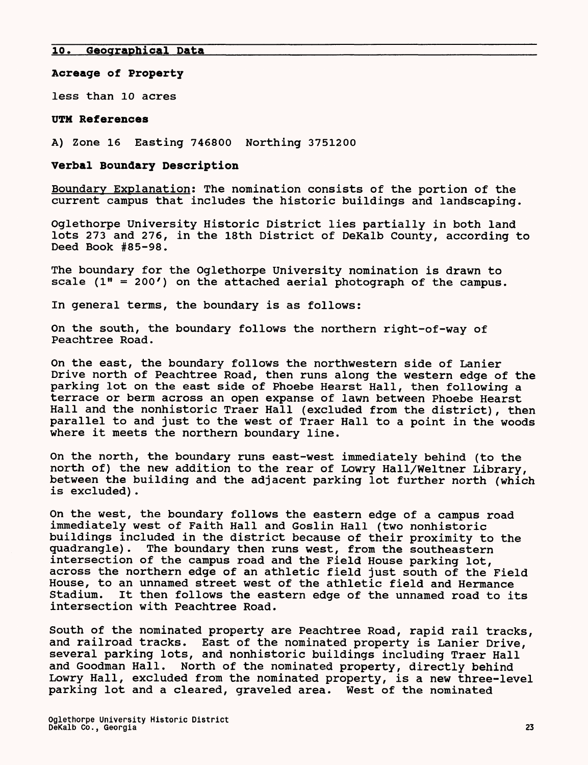## 10. Geographical Data

**Acreage of Property**

less than 10 acres

**UTM References**

A) Zone 16 Easting 746800 Northing 3751200

**Verbal Boundary Description**

Boundary Explanation: The nomination consists of the portion of the current campus that includes the historic buildings and landscaping.

Oglethorpe University Historic District lies partially in both land lots 273 and 276, in the 18th District of DeKalb County, according to Deed Book #85-98.

The boundary for the Oglethorpe University nomination is drawn to scale (1" = 200') on the attached aerial photograph of the campus.

In general terms, the boundary is as follows:

On the south, the boundary follows the northern right-of-way of Peachtree Road.

On the east, the boundary follows the northwestern side of Lanier Drive north of Peachtree Road, then runs along the western edge of the parking lot on the east side of Phoebe Hearst Hall, then following a terrace or berm across an open expanse of lawn between Phoebe Hearst Hall and the nonhistoric Traer Hall (excluded from the district), then parallel to and just to the west of Traer Hall to a point in the woods where it meets the northern boundary line.

On the north, the boundary runs east-west immediately behind (to the north of) the new addition to the rear of Lowry Hall/Weltner Library, between the building and the adjacent parking lot further north (which is excluded).

On the west, the boundary follows the eastern edge of a campus road immediately west of Faith Hall and Goslin Hall (two nonhistoric buildings included in the district because of their proximity to the quadrangle). The boundary then runs west, from the southeastern intersection of the campus road and the Field House parking lot, across the northern edge of an athletic field just south of the Field House, to an unnamed street west of the athletic field and Hermance Stadium. It then follows the eastern edge of the unnamed road to its intersection with Peachtree Road.

South of the nominated property are Peachtree Road, rapid rail tracks, and railroad tracks. East of the nominated property is Lanier Drive, several parking lots, and nonhistoric buildings including Traer Hall and Goodman Hall. North of the nominated property, directly behind Lowry Hall, excluded from the nominated property, is a new three-level parking lot and a cleared, graveled area. West of the nominated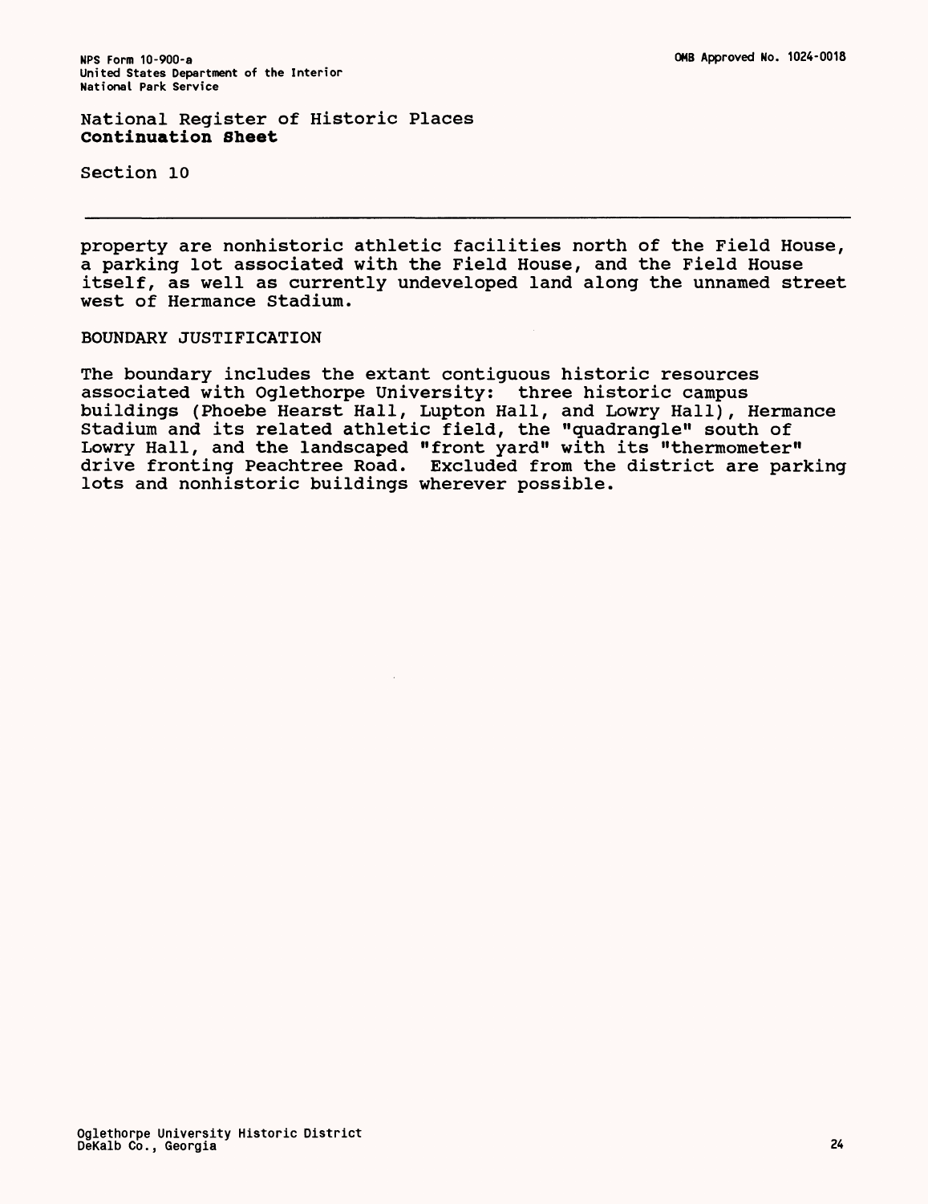National Register of Historic Places
**Continuation Sheet**

Section 10

property are nonhistoric athletic facilities north of the Field House, a parking lot associated with the Field House, and the Field House itself, as well as currently undeveloped land along the unnamed street west of Hermance Stadium.

BOUNDARY JUSTIFICATION

The boundary includes the extant contiguous historic resources associated with Oglethorpe University: three historic campus buildings (Phoebe Hearst Hall, Lupton Hall, and Lowry Hall), Hermance Stadium and its related athletic field, the "quadrangle" south of Lowry Hall, and the landscaped "front yard" with its "thermometer" drive fronting Peachtree Road. Excluded from the district are parking lots and nonhistoric buildings wherever possible.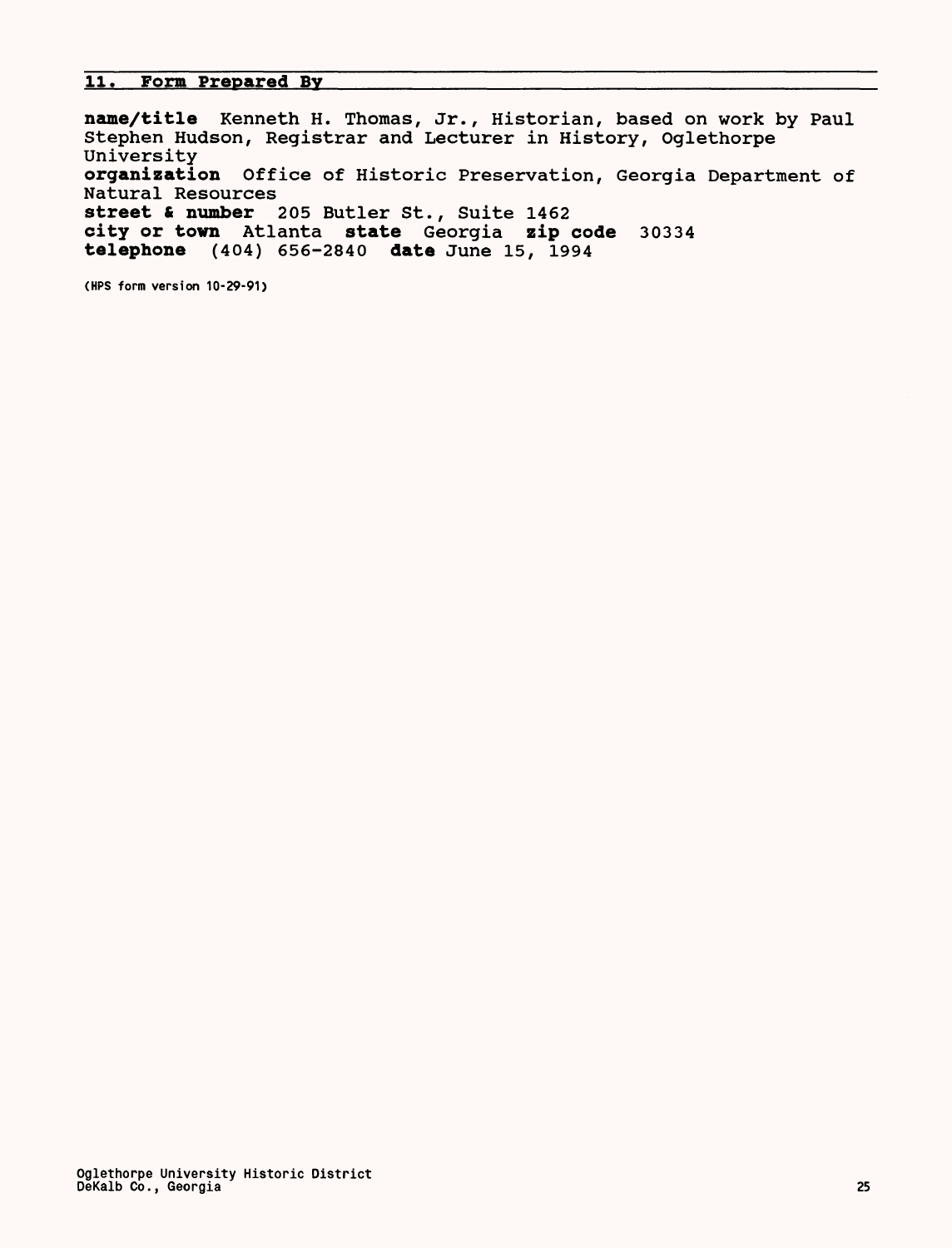## 11. Form Prepared By

**name/title** Kenneth H. Thomas, Jr., Historian, based on work by Paul Stephen Hudson, Registrar and Lecturer in History, Oglethorpe University
**organization** Office of Historic Preservation, Georgia Department of Natural Resources
**street & number** 205 Butler St., Suite 1462
**city or town** Atlanta **state** Georgia **zip code** 30334
**telephone** (404) 656-2840 **date** June 15, 1994

(HPS form version 10-29-91)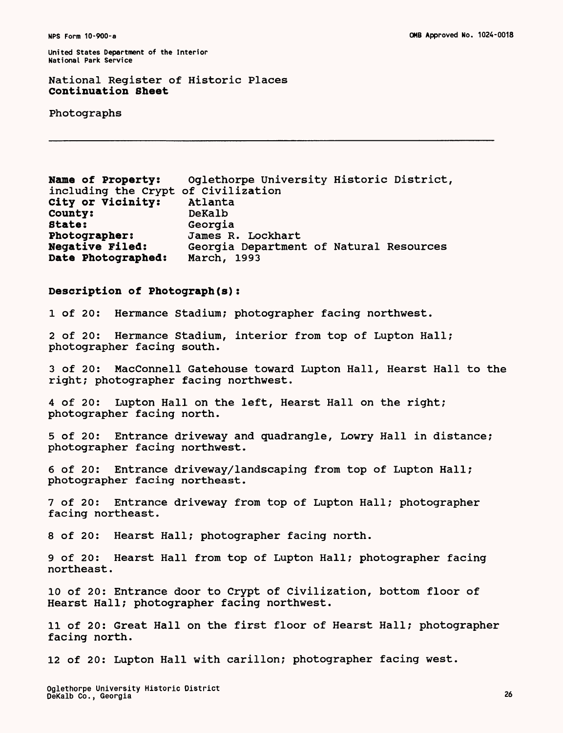NPS Form 10-900-a

OMB Approved No. 1024-0018

United States Department of the Interior
National Park Service

National Register of Historic Places
**Continuation Sheet**

Photographs

---

**Name of Property:** Oglethorpe University Historic District, including the Crypt of Civilization
**City or Vicinity:** Atlanta
**County:** DeKalb
**State:** Georgia
**Photographer:** James R. Lockhart
**Negative Filed:** Georgia Department of Natural Resources
**Date Photographed:** March, 1993

**Description of Photograph(s):**

1 of 20: Hermance Stadium; photographer facing northwest.

2 of 20: Hermance Stadium, interior from top of Lupton Hall; photographer facing south.

3 of 20: MacConnell Gatehouse toward Lupton Hall, Hearst Hall to the right; photographer facing northwest.

4 of 20: Lupton Hall on the left, Hearst Hall on the right; photographer facing north.

5 of 20: Entrance driveway and quadrangle, Lowry Hall in distance; photographer facing northwest.

6 of 20: Entrance driveway/landscaping from top of Lupton Hall; photographer facing northeast.

7 of 20: Entrance driveway from top of Lupton Hall; photographer facing northeast.

8 of 20: Hearst Hall; photographer facing north.

9 of 20: Hearst Hall from top of Lupton Hall; photographer facing northeast.

10 of 20: Entrance door to Crypt of Civilization, bottom floor of Hearst Hall; photographer facing northwest.

11 of 20: Great Hall on the first floor of Hearst Hall; photographer facing north.

12 of 20: Lupton Hall with carillon; photographer facing west.

Oglethorpe University Historic District
DeKalb Co., Georgia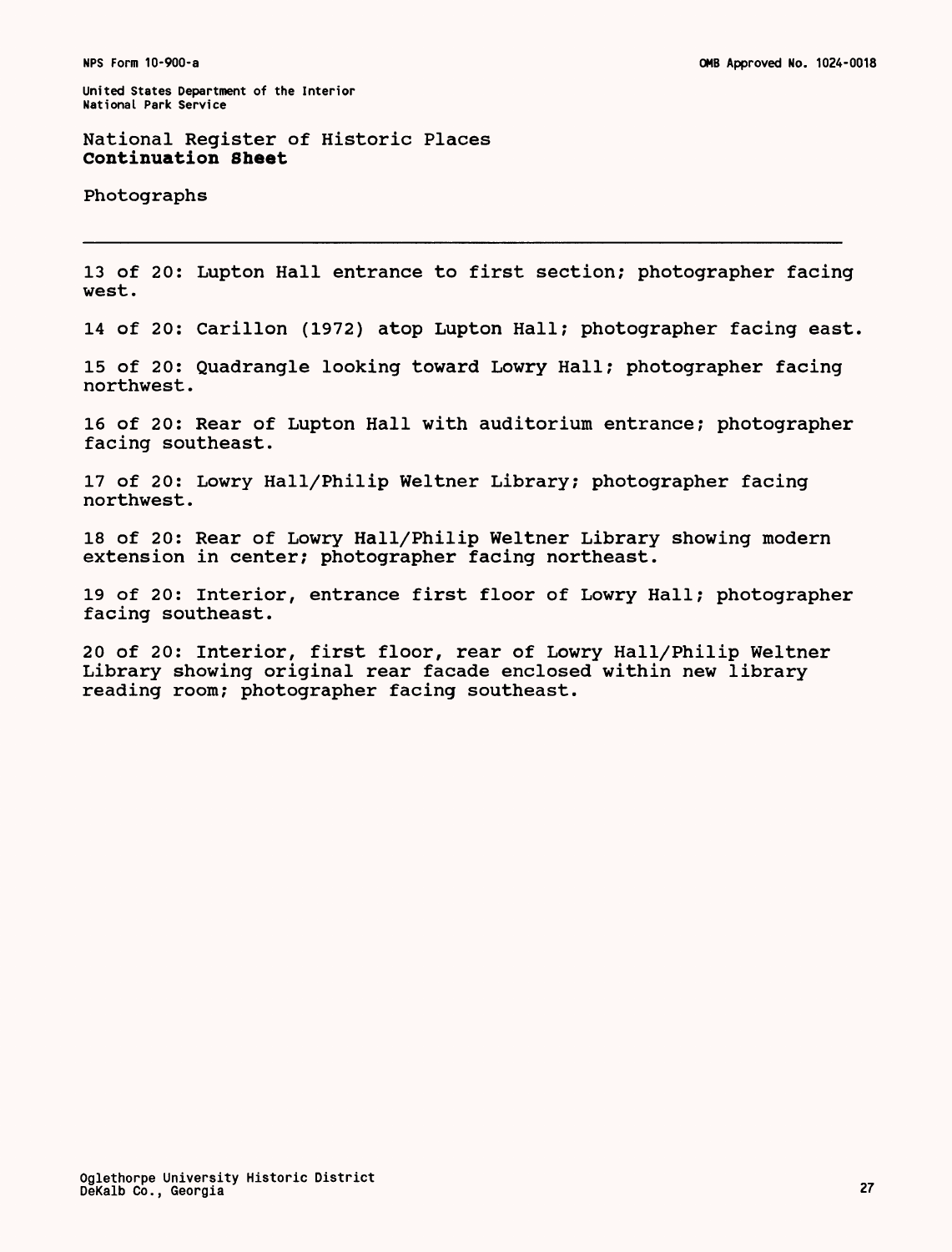NPS Form 10-900-a OMB Approved No. 1024-0018

United States Department of the Interior
National Park Service

National Register of Historic Places
**Continuation Sheet**

Photographs

---

13 of 20: Lupton Hall entrance to first section; photographer facing west.

14 of 20: Carillon (1972) atop Lupton Hall; photographer facing east.

15 of 20: Quadrangle looking toward Lowry Hall; photographer facing northwest.

16 of 20: Rear of Lupton Hall with auditorium entrance; photographer facing southeast.

17 of 20: Lowry Hall/Philip Weltner Library; photographer facing northwest.

18 of 20: Rear of Lowry Hall/Philip Weltner Library showing modern extension in center; photographer facing northeast.

19 of 20: Interior, entrance first floor of Lowry Hall; photographer facing southeast.

20 of 20: Interior, first floor, rear of Lowry Hall/Philip Weltner Library showing original rear facade enclosed within new library reading room; photographer facing southeast.

Oglethorpe University Historic District
DeKalb Co., Georgia